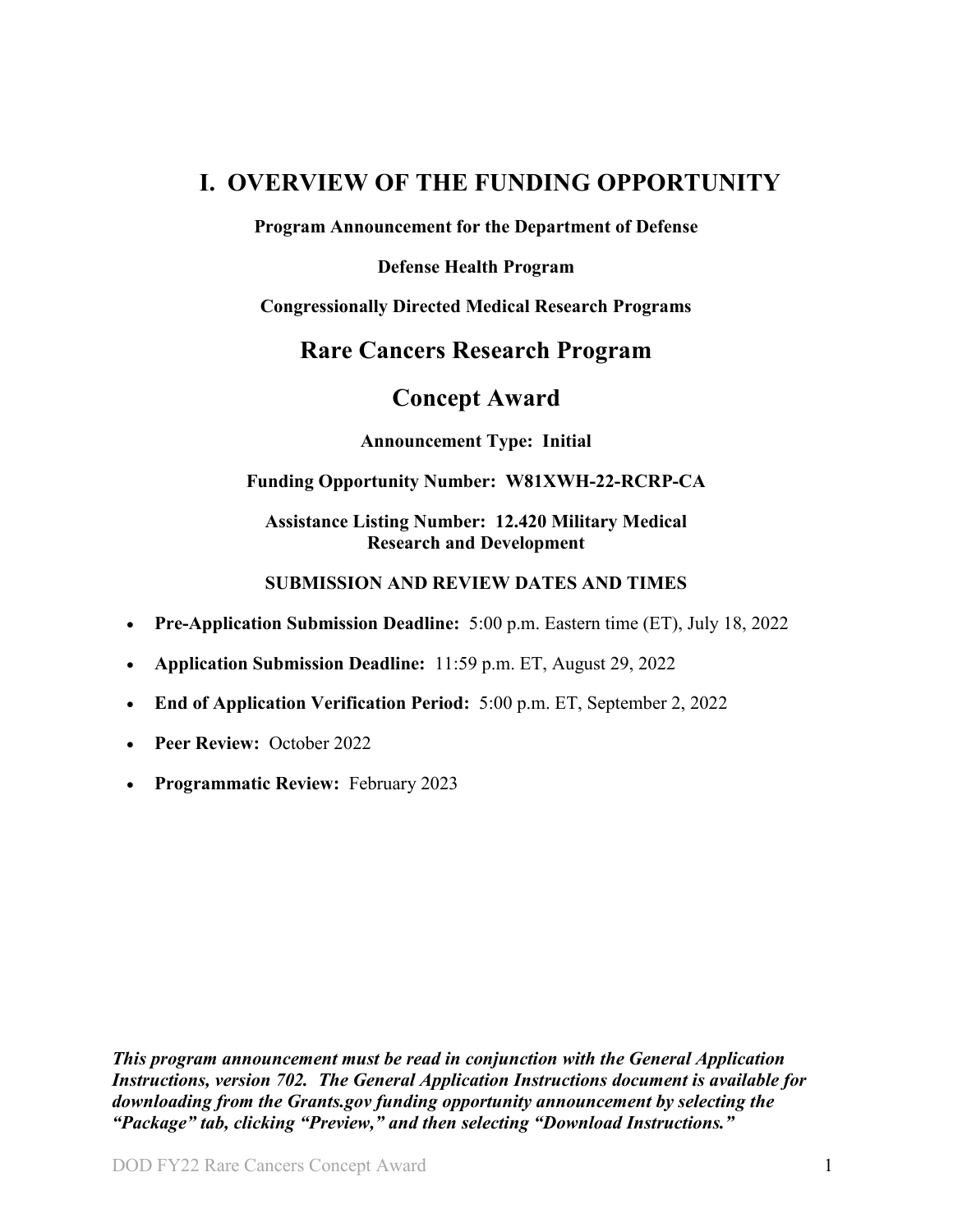# I. OVERVIEW OF THE FUNDING OPPORTUNITY

**Program Announcement for the Department of Defense**

**Defense Health Program**

**Congressionally Directed Medical Research Programs**

## Rare Cancers Research Program

## Concept Award

**Announcement Type: Initial**

**Funding Opportunity Number: W81XWH-22-RCRP-CA**

**Assistance Listing Number: 12.420 Military Medical Research and Development**

**SUBMISSION AND REVIEW DATES AND TIMES**

- **Pre-Application Submission Deadline:** 5:00 p.m. Eastern time (ET), July 18, 2022
- **Application Submission Deadline:** 11:59 p.m. ET, August 29, 2022
- **End of Application Verification Period:** 5:00 p.m. ET, September 2, 2022
- **Peer Review:** October 2022
- **Programmatic Review:** February 2023

***This program announcement must be read in conjunction with the General Application Instructions, version 702. The General Application Instructions document is available for downloading from the Grants.gov funding opportunity announcement by selecting the "Package" tab, clicking "Preview," and then selecting "Download Instructions."***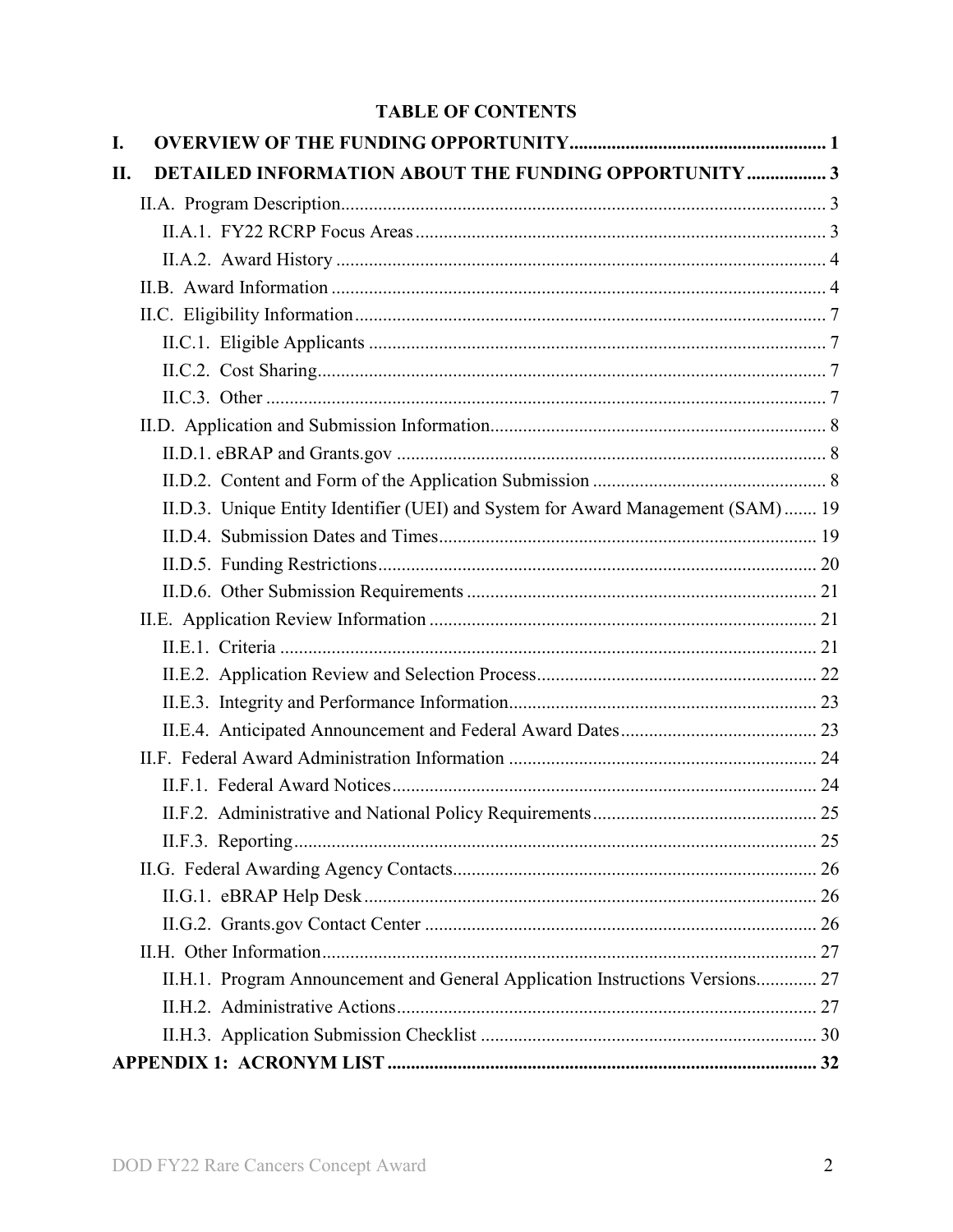## TABLE OF CONTENTS

**I. OVERVIEW OF THE FUNDING OPPORTUNITY ........................................................ 1**

**II. DETAILED INFORMATION ABOUT THE FUNDING OPPORTUNITY ................. 3**

- II.A. Program Description ........................................................................................ 3
  - II.A.1. FY22 RCRP Focus Areas ........................................................................ 3
  - II.A.2. Award History ......................................................................................... 4
- II.B. Award Information ......................................................................................... 4
- II.C. Eligibility Information ..................................................................................... 7
  - II.C.1. Eligible Applicants .................................................................................. 7
  - II.C.2. Cost Sharing ............................................................................................ 7
  - II.C.3. Other ........................................................................................................ 7
- II.D. Application and Submission Information ........................................................ 8
  - II.D.1. eBRAP and Grants.gov ........................................................................... 8
  - II.D.2. Content and Form of the Application Submission .................................. 8
  - II.D.3. Unique Entity Identifier (UEI) and System for Award Management (SAM) ....... 19
  - II.D.4. Submission Dates and Times ................................................................. 19
  - II.D.5. Funding Restrictions .............................................................................. 20
  - II.D.6. Other Submission Requirements ........................................................... 21
- II.E. Application Review Information ................................................................... 21
  - II.E.1. Criteria ................................................................................................... 21
  - II.E.2. Application Review and Selection Process ............................................ 22
  - II.E.3. Integrity and Performance Information .................................................. 23
  - II.E.4. Anticipated Announcement and Federal Award Dates .......................... 23
- II.F. Federal Award Administration Information .................................................. 24
  - II.F.1. Federal Award Notices ........................................................................... 24
  - II.F.2. Administrative and National Policy Requirements ................................ 25
  - II.F.3. Reporting ............................................................................................... 25
- II.G. Federal Awarding Agency Contacts .............................................................. 26
  - II.G.1. eBRAP Help Desk ................................................................................. 26
  - II.G.2. Grants.gov Contact Center .................................................................... 26
- II.H. Other Information .......................................................................................... 27
  - II.H.1. Program Announcement and General Application Instructions Versions ............. 27
  - II.H.2. Administrative Actions .......................................................................... 27
  - II.H.3. Application Submission Checklist ........................................................ 30

**APPENDIX 1: ACRONYM LIST ............................................................................ 32**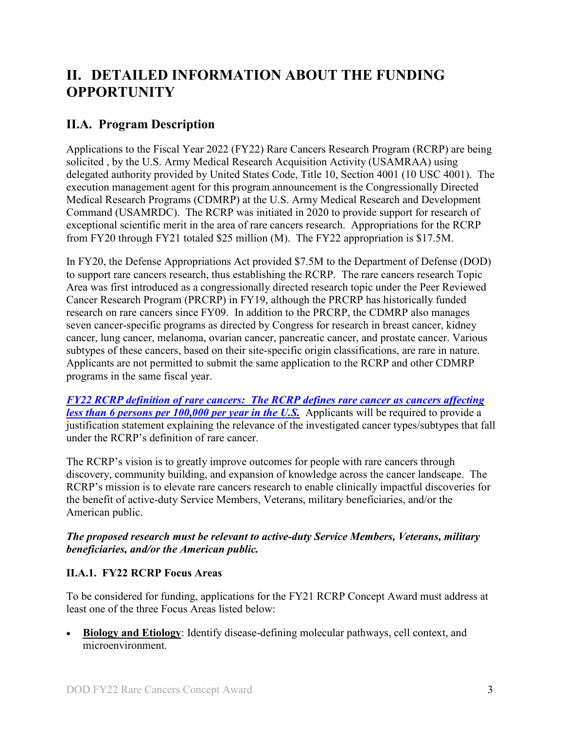# II. DETAILED INFORMATION ABOUT THE FUNDING OPPORTUNITY

## II.A. Program Description

Applications to the Fiscal Year 2022 (FY22) Rare Cancers Research Program (RCRP) are being solicited , by the U.S. Army Medical Research Acquisition Activity (USAMRAA) using delegated authority provided by United States Code, Title 10, Section 4001 (10 USC 4001). The execution management agent for this program announcement is the Congressionally Directed Medical Research Programs (CDMRP) at the U.S. Army Medical Research and Development Command (USAMRDC). The RCRP was initiated in 2020 to provide support for research of exceptional scientific merit in the area of rare cancers research. Appropriations for the RCRP from FY20 through FY21 totaled $25 million (M). The FY22 appropriation is $17.5M.

In FY20, the Defense Appropriations Act provided $7.5M to the Department of Defense (DOD) to support rare cancers research, thus establishing the RCRP. The rare cancers research Topic Area was first introduced as a congressionally directed research topic under the Peer Reviewed Cancer Research Program (PRCRP) in FY19, although the PRCRP has historically funded research on rare cancers since FY09. In addition to the PRCRP, the CDMRP also manages seven cancer-specific programs as directed by Congress for research in breast cancer, kidney cancer, lung cancer, melanoma, ovarian cancer, pancreatic cancer, and prostate cancer. Various subtypes of these cancers, based on their site-specific origin classifications, are rare in nature. Applicants are not permitted to submit the same application to the RCRP and other CDMRP programs in the same fiscal year.

***FY22 RCRP definition of rare cancers: The RCRP defines rare cancer as cancers affecting less than 6 persons per 100,000 per year in the U.S.*** Applicants will be required to provide a justification statement explaining the relevance of the investigated cancer types/subtypes that fall under the RCRP's definition of rare cancer.

The RCRP's vision is to greatly improve outcomes for people with rare cancers through discovery, community building, and expansion of knowledge across the cancer landscape. The RCRP's mission is to elevate rare cancers research to enable clinically impactful discoveries for the benefit of active-duty Service Members, Veterans, military beneficiaries, and/or the American public.

***The proposed research must be relevant to active-duty Service Members, Veterans, military beneficiaries, and/or the American public.***

### II.A.1. FY22 RCRP Focus Areas

To be considered for funding, applications for the FY21 RCRP Concept Award must address at least one of the three Focus Areas listed below:

- **Biology and Etiology**: Identify disease-defining molecular pathways, cell context, and microenvironment.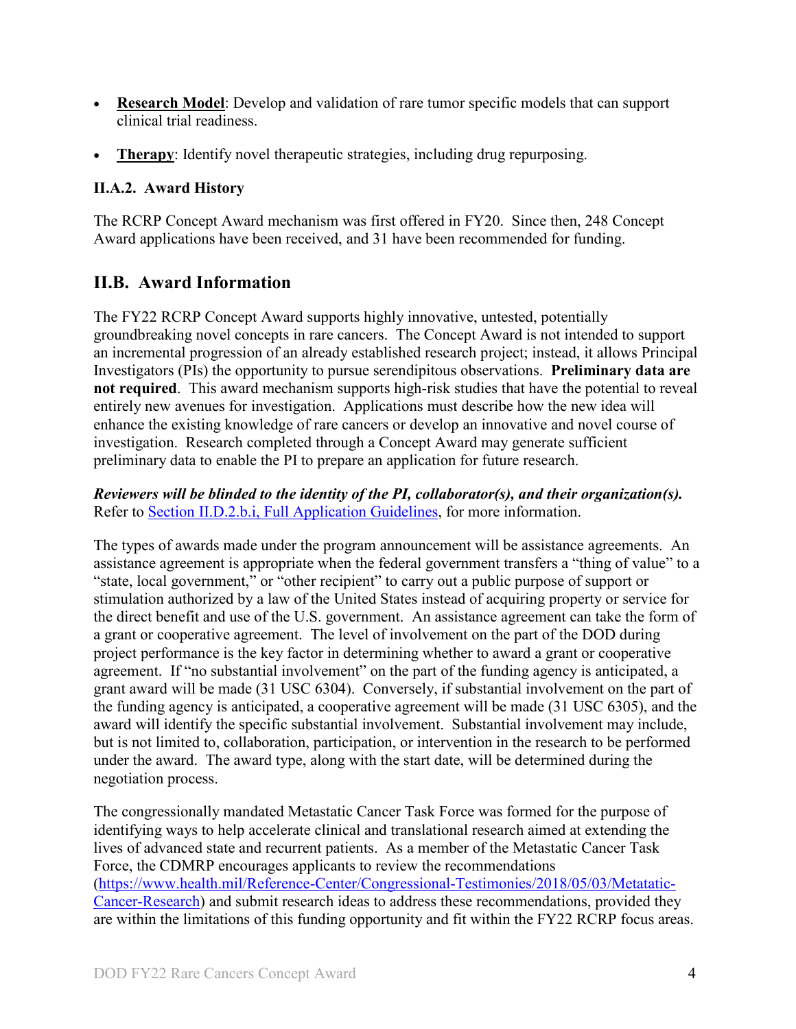- **Research Model**: Develop and validation of rare tumor specific models that can support clinical trial readiness.

- **Therapy**: Identify novel therapeutic strategies, including drug repurposing.

### II.A.2. Award History

The RCRP Concept Award mechanism was first offered in FY20. Since then, 248 Concept Award applications have been received, and 31 have been recommended for funding.

## II.B. Award Information

The FY22 RCRP Concept Award supports highly innovative, untested, potentially groundbreaking novel concepts in rare cancers. The Concept Award is not intended to support an incremental progression of an already established research project; instead, it allows Principal Investigators (PIs) the opportunity to pursue serendipitous observations. **Preliminary data are not required**. This award mechanism supports high-risk studies that have the potential to reveal entirely new avenues for investigation. Applications must describe how the new idea will enhance the existing knowledge of rare cancers or develop an innovative and novel course of investigation. Research completed through a Concept Award may generate sufficient preliminary data to enable the PI to prepare an application for future research.

***Reviewers will be blinded to the identity of the PI, collaborator(s), and their organization(s).*** Refer to [Section II.D.2.b.i, Full Application Guidelines](), for more information.

The types of awards made under the program announcement will be assistance agreements. An assistance agreement is appropriate when the federal government transfers a "thing of value" to a "state, local government," or "other recipient" to carry out a public purpose of support or stimulation authorized by a law of the United States instead of acquiring property or service for the direct benefit and use of the U.S. government. An assistance agreement can take the form of a grant or cooperative agreement. The level of involvement on the part of the DOD during project performance is the key factor in determining whether to award a grant or cooperative agreement. If "no substantial involvement" on the part of the funding agency is anticipated, a grant award will be made (31 USC 6304). Conversely, if substantial involvement on the part of the funding agency is anticipated, a cooperative agreement will be made (31 USC 6305), and the award will identify the specific substantial involvement. Substantial involvement may include, but is not limited to, collaboration, participation, or intervention in the research to be performed under the award. The award type, along with the start date, will be determined during the negotiation process.

The congressionally mandated Metastatic Cancer Task Force was formed for the purpose of identifying ways to help accelerate clinical and translational research aimed at extending the lives of advanced state and recurrent patients. As a member of the Metastatic Cancer Task Force, the CDMRP encourages applicants to review the recommendations ([https://www.health.mil/Reference-Center/Congressional-Testimonies/2018/05/03/Metatatic-Cancer-Research](https://www.health.mil/Reference-Center/Congressional-Testimonies/2018/05/03/Metatatic-Cancer-Research)) and submit research ideas to address these recommendations, provided they are within the limitations of this funding opportunity and fit within the FY22 RCRP focus areas.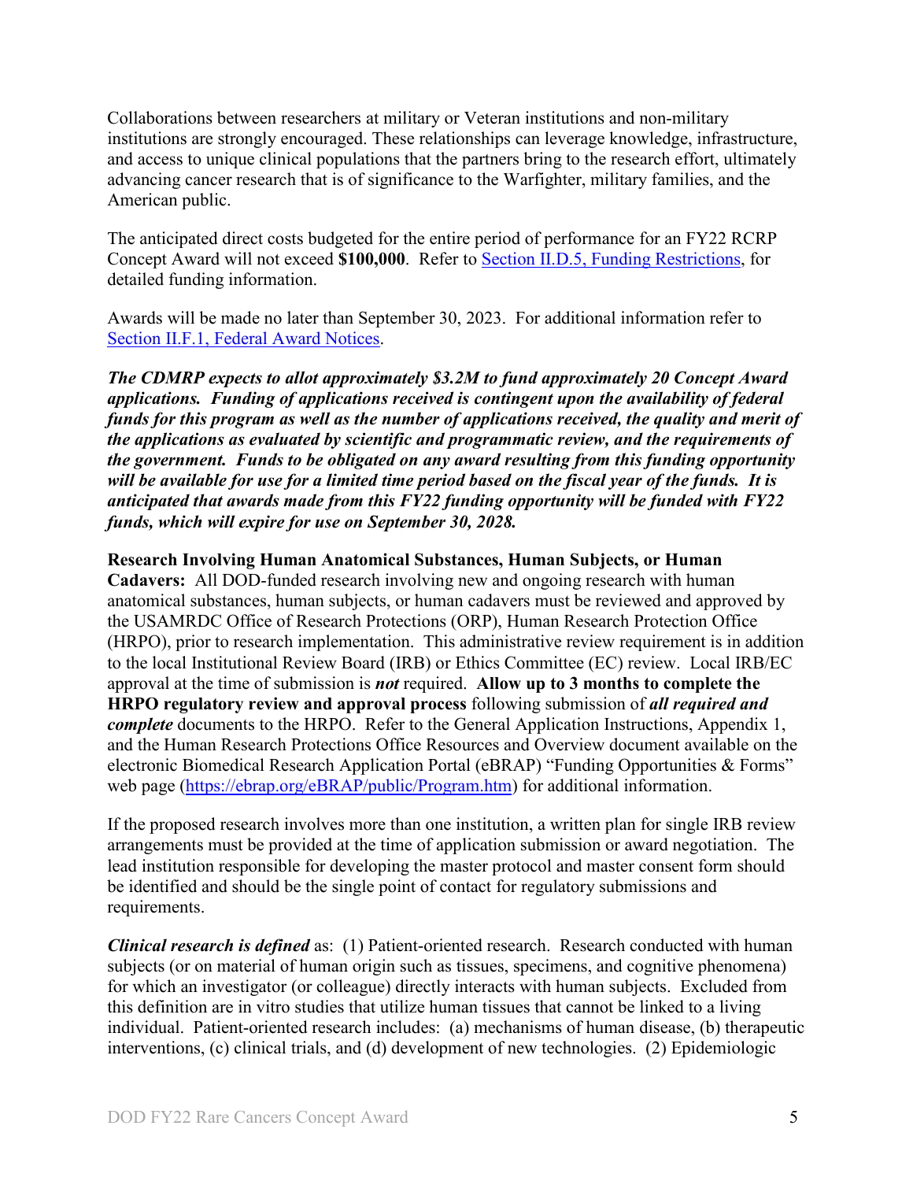Collaborations between researchers at military or Veteran institutions and non-military institutions are strongly encouraged. These relationships can leverage knowledge, infrastructure, and access to unique clinical populations that the partners bring to the research effort, ultimately advancing cancer research that is of significance to the Warfighter, military families, and the American public.

The anticipated direct costs budgeted for the entire period of performance for an FY22 RCRP Concept Award will not exceed **$100,000**. Refer to [Section II.D.5, Funding Restrictions](#), for detailed funding information.

Awards will be made no later than September 30, 2023. For additional information refer to [Section II.F.1, Federal Award Notices](#).

***The CDMRP expects to allot approximately $3.2M to fund approximately 20 Concept Award applications. Funding of applications received is contingent upon the availability of federal funds for this program as well as the number of applications received, the quality and merit of the applications as evaluated by scientific and programmatic review, and the requirements of the government. Funds to be obligated on any award resulting from this funding opportunity will be available for use for a limited time period based on the fiscal year of the funds. It is anticipated that awards made from this FY22 funding opportunity will be funded with FY22 funds, which will expire for use on September 30, 2028.***

**Research Involving Human Anatomical Substances, Human Subjects, or Human Cadavers:** All DOD-funded research involving new and ongoing research with human anatomical substances, human subjects, or human cadavers must be reviewed and approved by the USAMRDC Office of Research Protections (ORP), Human Research Protection Office (HRPO), prior to research implementation. This administrative review requirement is in addition to the local Institutional Review Board (IRB) or Ethics Committee (EC) review. Local IRB/EC approval at the time of submission is ***not*** required. **Allow up to 3 months to complete the HRPO regulatory review and approval process** following submission of ***all required and complete*** documents to the HRPO. Refer to the General Application Instructions, Appendix 1, and the Human Research Protections Office Resources and Overview document available on the electronic Biomedical Research Application Portal (eBRAP) "Funding Opportunities & Forms" web page ([https://ebrap.org/eBRAP/public/Program.htm](https://ebrap.org/eBRAP/public/Program.htm)) for additional information.

If the proposed research involves more than one institution, a written plan for single IRB review arrangements must be provided at the time of application submission or award negotiation. The lead institution responsible for developing the master protocol and master consent form should be identified and should be the single point of contact for regulatory submissions and requirements.

***Clinical research is defined*** as: (1) Patient-oriented research. Research conducted with human subjects (or on material of human origin such as tissues, specimens, and cognitive phenomena) for which an investigator (or colleague) directly interacts with human subjects. Excluded from this definition are in vitro studies that utilize human tissues that cannot be linked to a living individual. Patient-oriented research includes: (a) mechanisms of human disease, (b) therapeutic interventions, (c) clinical trials, and (d) development of new technologies. (2) Epidemiologic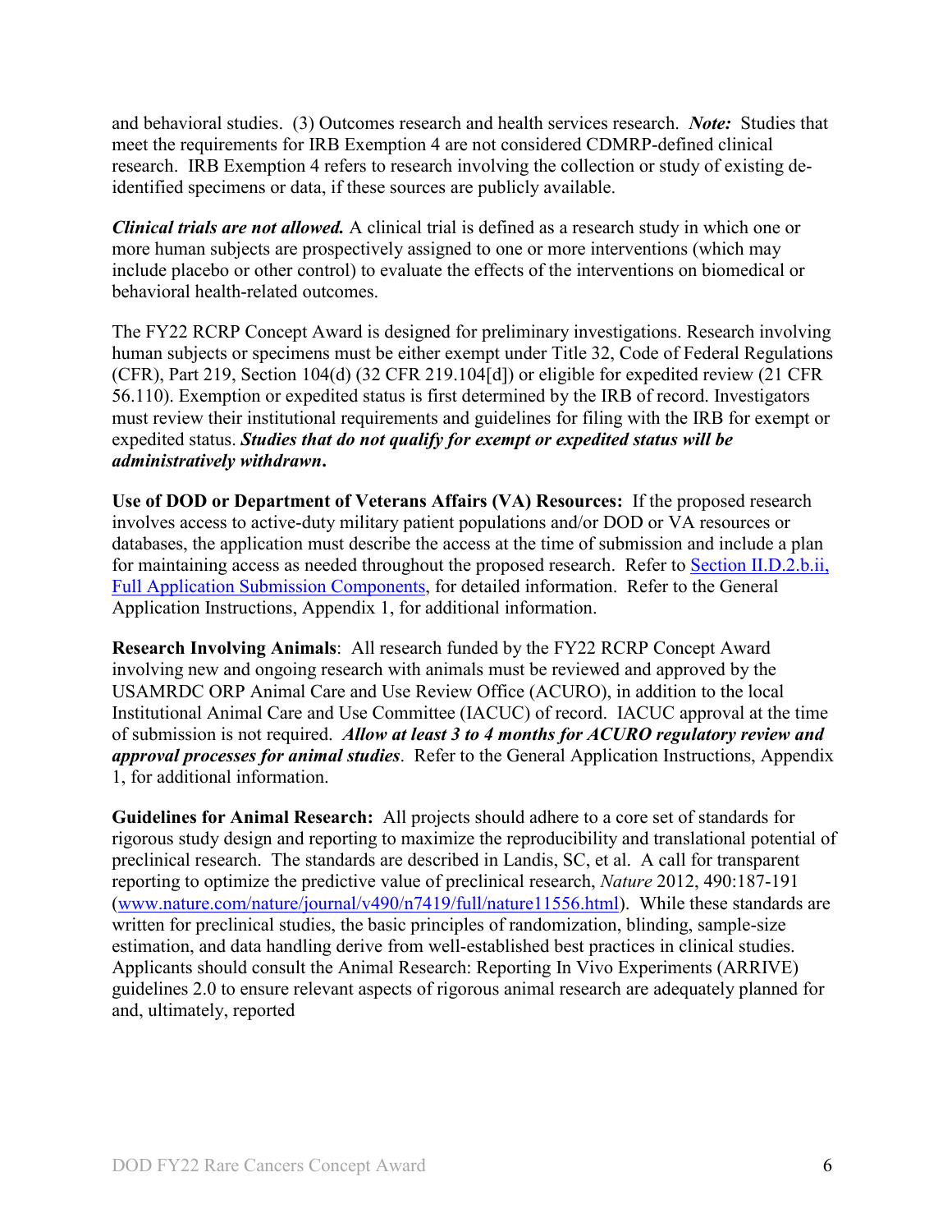and behavioral studies. (3) Outcomes research and health services research. ***Note:*** Studies that meet the requirements for IRB Exemption 4 are not considered CDMRP-defined clinical research. IRB Exemption 4 refers to research involving the collection or study of existing de-identified specimens or data, if these sources are publicly available.

***Clinical trials are not allowed.*** A clinical trial is defined as a research study in which one or more human subjects are prospectively assigned to one or more interventions (which may include placebo or other control) to evaluate the effects of the interventions on biomedical or behavioral health-related outcomes.

The FY22 RCRP Concept Award is designed for preliminary investigations. Research involving human subjects or specimens must be either exempt under Title 32, Code of Federal Regulations (CFR), Part 219, Section 104(d) (32 CFR 219.104[d]) or eligible for expedited review (21 CFR 56.110). Exemption or expedited status is first determined by the IRB of record. Investigators must review their institutional requirements and guidelines for filing with the IRB for exempt or expedited status. ***Studies that do not qualify for exempt or expedited status will be administratively withdrawn.***

**Use of DOD or Department of Veterans Affairs (VA) Resources:** If the proposed research involves access to active-duty military patient populations and/or DOD or VA resources or databases, the application must describe the access at the time of submission and include a plan for maintaining access as needed throughout the proposed research. Refer to Section II.D.2.b.ii, Full Application Submission Components, for detailed information. Refer to the General Application Instructions, Appendix 1, for additional information.

**Research Involving Animals**: All research funded by the FY22 RCRP Concept Award involving new and ongoing research with animals must be reviewed and approved by the USAMRDC ORP Animal Care and Use Review Office (ACURO), in addition to the local Institutional Animal Care and Use Committee (IACUC) of record. IACUC approval at the time of submission is not required. ***Allow at least 3 to 4 months for ACURO regulatory review and approval processes for animal studies***. Refer to the General Application Instructions, Appendix 1, for additional information.

**Guidelines for Animal Research:** All projects should adhere to a core set of standards for rigorous study design and reporting to maximize the reproducibility and translational potential of preclinical research. The standards are described in Landis, SC, et al. A call for transparent reporting to optimize the predictive value of preclinical research, *Nature* 2012, 490:187-191 (www.nature.com/nature/journal/v490/n7419/full/nature11556.html). While these standards are written for preclinical studies, the basic principles of randomization, blinding, sample-size estimation, and data handling derive from well-established best practices in clinical studies. Applicants should consult the Animal Research: Reporting In Vivo Experiments (ARRIVE) guidelines 2.0 to ensure relevant aspects of rigorous animal research are adequately planned for and, ultimately, reported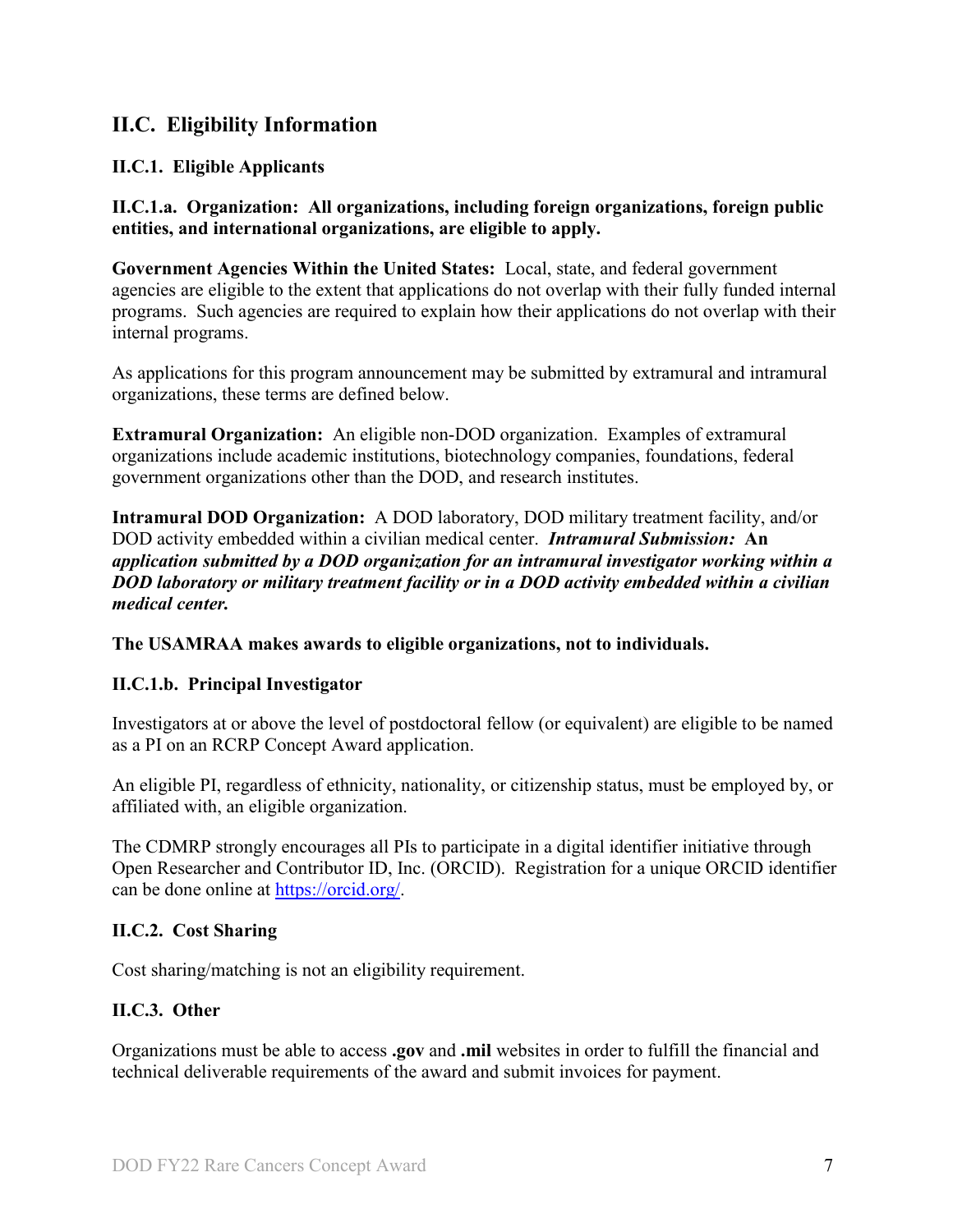## II.C. Eligibility Information

### II.C.1. Eligible Applicants

**II.C.1.a. Organization: All organizations, including foreign organizations, foreign public entities, and international organizations, are eligible to apply.**

**Government Agencies Within the United States:** Local, state, and federal government agencies are eligible to the extent that applications do not overlap with their fully funded internal programs. Such agencies are required to explain how their applications do not overlap with their internal programs.

As applications for this program announcement may be submitted by extramural and intramural organizations, these terms are defined below.

**Extramural Organization:** An eligible non-DOD organization. Examples of extramural organizations include academic institutions, biotechnology companies, foundations, federal government organizations other than the DOD, and research institutes.

**Intramural DOD Organization:** A DOD laboratory, DOD military treatment facility, and/or DOD activity embedded within a civilian medical center. ***Intramural Submission:* An *application submitted by a DOD organization for an intramural investigator working within a DOD laboratory or military treatment facility or in a DOD activity embedded within a civilian medical center.***

**The USAMRAA makes awards to eligible organizations, not to individuals.**

**II.C.1.b. Principal Investigator**

Investigators at or above the level of postdoctoral fellow (or equivalent) are eligible to be named as a PI on an RCRP Concept Award application.

An eligible PI, regardless of ethnicity, nationality, or citizenship status, must be employed by, or affiliated with, an eligible organization.

The CDMRP strongly encourages all PIs to participate in a digital identifier initiative through Open Researcher and Contributor ID, Inc. (ORCID). Registration for a unique ORCID identifier can be done online at [https://orcid.org/](https://orcid.org/).

### II.C.2. Cost Sharing

Cost sharing/matching is not an eligibility requirement.

### II.C.3. Other

Organizations must be able to access **.gov** and **.mil** websites in order to fulfill the financial and technical deliverable requirements of the award and submit invoices for payment.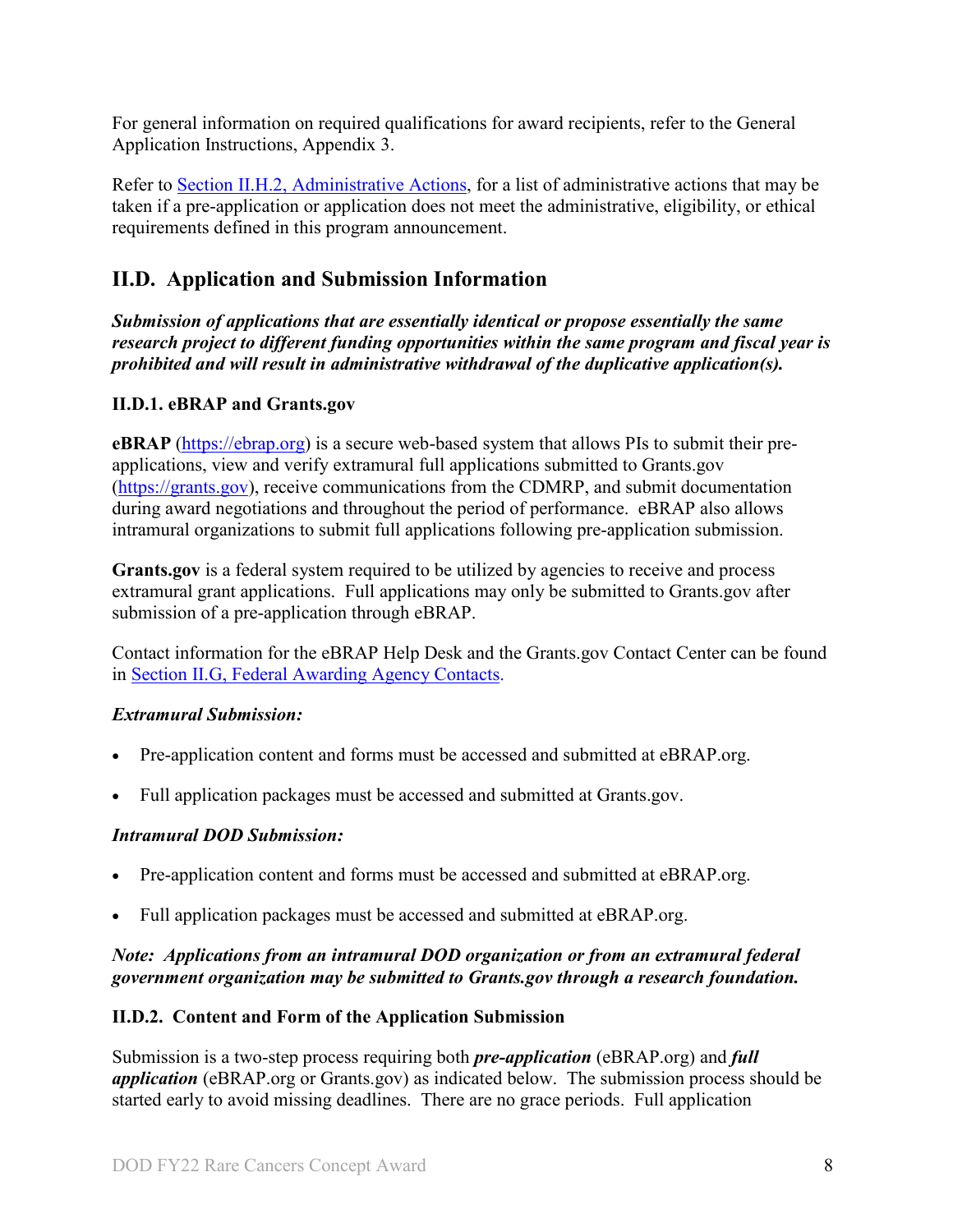For general information on required qualifications for award recipients, refer to the General Application Instructions, Appendix 3.

Refer to [Section II.H.2, Administrative Actions](), for a list of administrative actions that may be taken if a pre-application or application does not meet the administrative, eligibility, or ethical requirements defined in this program announcement.

## II.D. Application and Submission Information

***Submission of applications that are essentially identical or propose essentially the same research project to different funding opportunities within the same program and fiscal year is prohibited and will result in administrative withdrawal of the duplicative application(s).***

### II.D.1. eBRAP and Grants.gov

**eBRAP** ([https://ebrap.org](https://ebrap.org)) is a secure web-based system that allows PIs to submit their pre-applications, view and verify extramural full applications submitted to Grants.gov ([https://grants.gov](https://grants.gov)), receive communications from the CDMRP, and submit documentation during award negotiations and throughout the period of performance. eBRAP also allows intramural organizations to submit full applications following pre-application submission.

**Grants.gov** is a federal system required to be utilized by agencies to receive and process extramural grant applications. Full applications may only be submitted to Grants.gov after submission of a pre-application through eBRAP.

Contact information for the eBRAP Help Desk and the Grants.gov Contact Center can be found in [Section II.G, Federal Awarding Agency Contacts]().

***Extramural Submission:***

- Pre-application content and forms must be accessed and submitted at eBRAP.org.
- Full application packages must be accessed and submitted at Grants.gov.

***Intramural DOD Submission:***

- Pre-application content and forms must be accessed and submitted at eBRAP.org.
- Full application packages must be accessed and submitted at eBRAP.org.

***Note: Applications from an intramural DOD organization or from an extramural federal government organization may be submitted to Grants.gov through a research foundation.***

### II.D.2. Content and Form of the Application Submission

Submission is a two-step process requiring both ***pre-application*** (eBRAP.org) and ***full application*** (eBRAP.org or Grants.gov) as indicated below. The submission process should be started early to avoid missing deadlines. There are no grace periods. Full application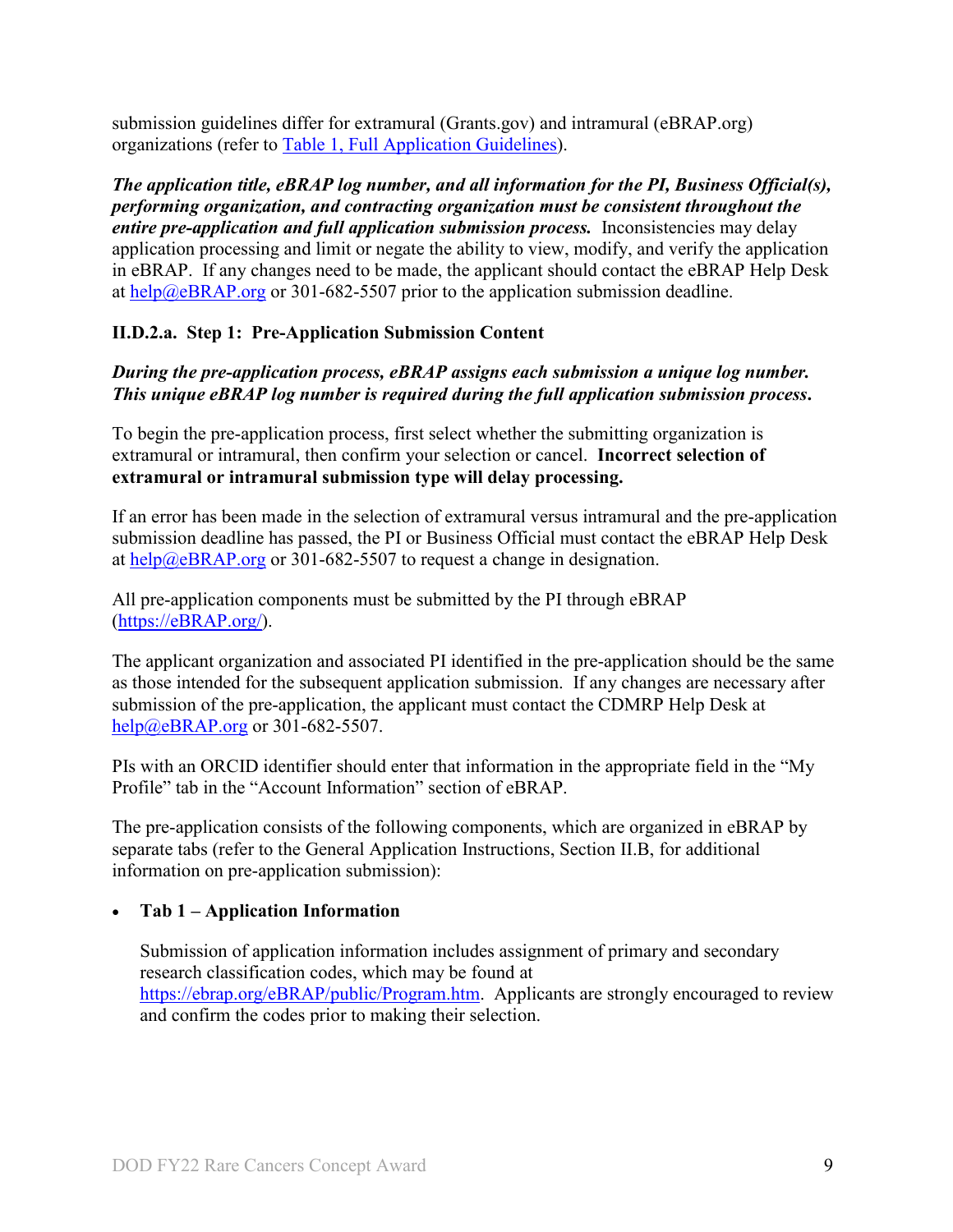submission guidelines differ for extramural (Grants.gov) and intramural (eBRAP.org) organizations (refer to [Table 1, Full Application Guidelines](#)).

***The application title, eBRAP log number, and all information for the PI, Business Official(s), performing organization, and contracting organization must be consistent throughout the entire pre-application and full application submission process.*** Inconsistencies may delay application processing and limit or negate the ability to view, modify, and verify the application in eBRAP. If any changes need to be made, the applicant should contact the eBRAP Help Desk at help@eBRAP.org or 301-682-5507 prior to the application submission deadline.

### II.D.2.a. Step 1: Pre-Application Submission Content

***During the pre-application process, eBRAP assigns each submission a unique log number. This unique eBRAP log number is required during the full application submission process.***

To begin the pre-application process, first select whether the submitting organization is extramural or intramural, then confirm your selection or cancel. **Incorrect selection of extramural or intramural submission type will delay processing.**

If an error has been made in the selection of extramural versus intramural and the pre-application submission deadline has passed, the PI or Business Official must contact the eBRAP Help Desk at help@eBRAP.org or 301-682-5507 to request a change in designation.

All pre-application components must be submitted by the PI through eBRAP (https://eBRAP.org/).

The applicant organization and associated PI identified in the pre-application should be the same as those intended for the subsequent application submission. If any changes are necessary after submission of the pre-application, the applicant must contact the CDMRP Help Desk at help@eBRAP.org or 301-682-5507.

PIs with an ORCID identifier should enter that information in the appropriate field in the "My Profile" tab in the "Account Information" section of eBRAP.

The pre-application consists of the following components, which are organized in eBRAP by separate tabs (refer to the General Application Instructions, Section II.B, for additional information on pre-application submission):

- **Tab 1 – Application Information**

  Submission of application information includes assignment of primary and secondary research classification codes, which may be found at https://ebrap.org/eBRAP/public/Program.htm. Applicants are strongly encouraged to review and confirm the codes prior to making their selection.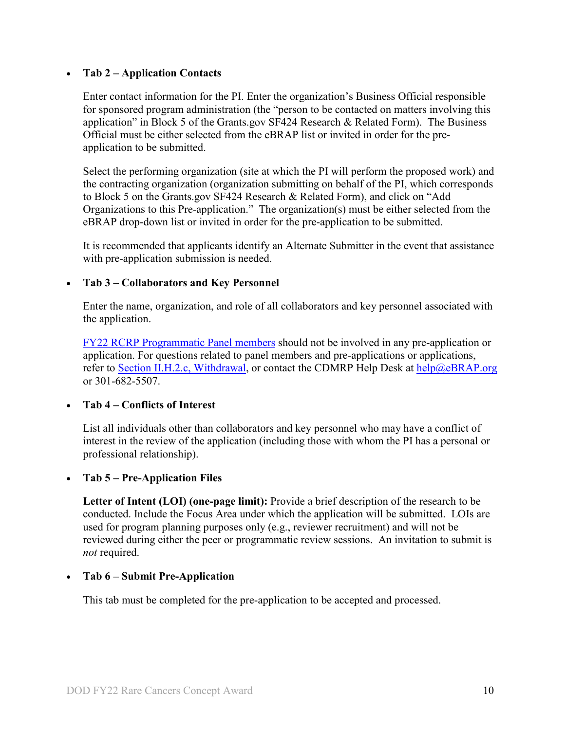- **Tab 2 – Application Contacts**

  Enter contact information for the PI. Enter the organization's Business Official responsible for sponsored program administration (the "person to be contacted on matters involving this application" in Block 5 of the Grants.gov SF424 Research & Related Form). The Business Official must be either selected from the eBRAP list or invited in order for the pre-application to be submitted.

  Select the performing organization (site at which the PI will perform the proposed work) and the contracting organization (organization submitting on behalf of the PI, which corresponds to Block 5 on the Grants.gov SF424 Research & Related Form), and click on "Add Organizations to this Pre-application." The organization(s) must be either selected from the eBRAP drop-down list or invited in order for the pre-application to be submitted.

  It is recommended that applicants identify an Alternate Submitter in the event that assistance with pre-application submission is needed.

- **Tab 3 – Collaborators and Key Personnel**

  Enter the name, organization, and role of all collaborators and key personnel associated with the application.

  FY22 RCRP Programmatic Panel members should not be involved in any pre-application or application. For questions related to panel members and pre-applications or applications, refer to Section II.H.2.c, Withdrawal, or contact the CDMRP Help Desk at help@eBRAP.org or 301-682-5507.

- **Tab 4 – Conflicts of Interest**

  List all individuals other than collaborators and key personnel who may have a conflict of interest in the review of the application (including those with whom the PI has a personal or professional relationship).

- **Tab 5 – Pre-Application Files**

  **Letter of Intent (LOI) (one-page limit):** Provide a brief description of the research to be conducted. Include the Focus Area under which the application will be submitted. LOIs are used for program planning purposes only (e.g., reviewer recruitment) and will not be reviewed during either the peer or programmatic review sessions. An invitation to submit is *not* required.

- **Tab 6 – Submit Pre-Application**

  This tab must be completed for the pre-application to be accepted and processed.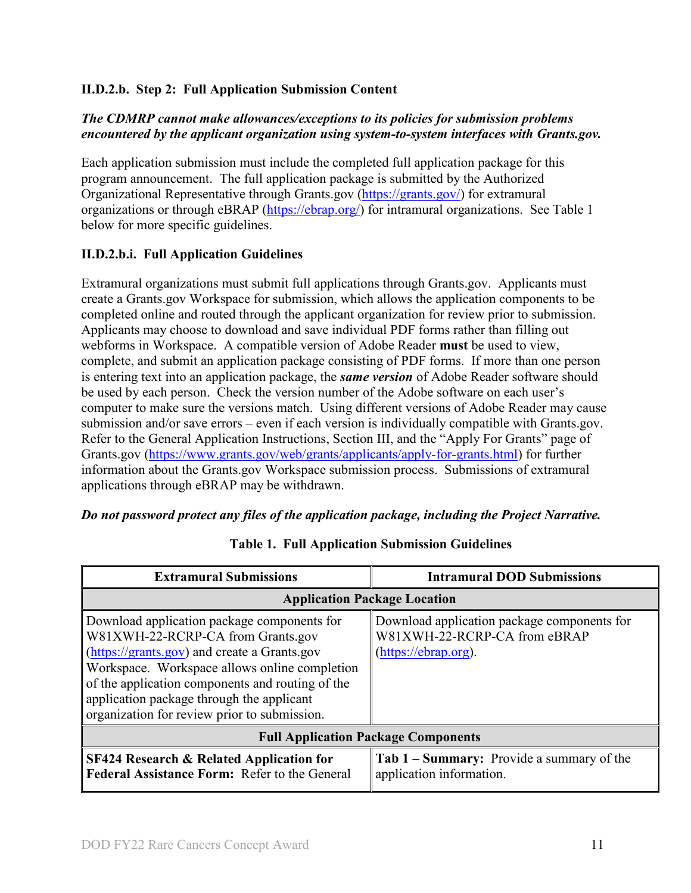### II.D.2.b. Step 2: Full Application Submission Content

***The CDMRP cannot make allowances/exceptions to its policies for submission problems encountered by the applicant organization using system-to-system interfaces with Grants.gov.***

Each application submission must include the completed full application package for this program announcement. The full application package is submitted by the Authorized Organizational Representative through Grants.gov (https://grants.gov/) for extramural organizations or through eBRAP (https://ebrap.org/) for intramural organizations. See Table 1 below for more specific guidelines.

#### II.D.2.b.i. Full Application Guidelines

Extramural organizations must submit full applications through Grants.gov. Applicants must create a Grants.gov Workspace for submission, which allows the application components to be completed online and routed through the applicant organization for review prior to submission. Applicants may choose to download and save individual PDF forms rather than filling out webforms in Workspace. A compatible version of Adobe Reader **must** be used to view, complete, and submit an application package consisting of PDF forms. If more than one person is entering text into an application package, the ***same version*** of Adobe Reader software should be used by each person. Check the version number of the Adobe software on each user's computer to make sure the versions match. Using different versions of Adobe Reader may cause submission and/or save errors – even if each version is individually compatible with Grants.gov. Refer to the General Application Instructions, Section III, and the "Apply For Grants" page of Grants.gov (https://www.grants.gov/web/grants/applicants/apply-for-grants.html) for further information about the Grants.gov Workspace submission process. Submissions of extramural applications through eBRAP may be withdrawn.

***Do not password protect any files of the application package, including the Project Narrative.***

**Table 1. Full Application Submission Guidelines**

| Extramural Submissions | Intramural DOD Submissions |
|---|---|
| **Application Package Location** | |
| Download application package components for W81XWH-22-RCRP-CA from Grants.gov (https://grants.gov) and create a Grants.gov Workspace. Workspace allows online completion of the application components and routing of the application package through the applicant organization for review prior to submission. | Download application package components for W81XWH-22-RCRP-CA from eBRAP (https://ebrap.org). |
| **Full Application Package Components** | |
| **SF424 Research & Related Application for Federal Assistance Form:** Refer to the General | **Tab 1 – Summary:** Provide a summary of the application information. |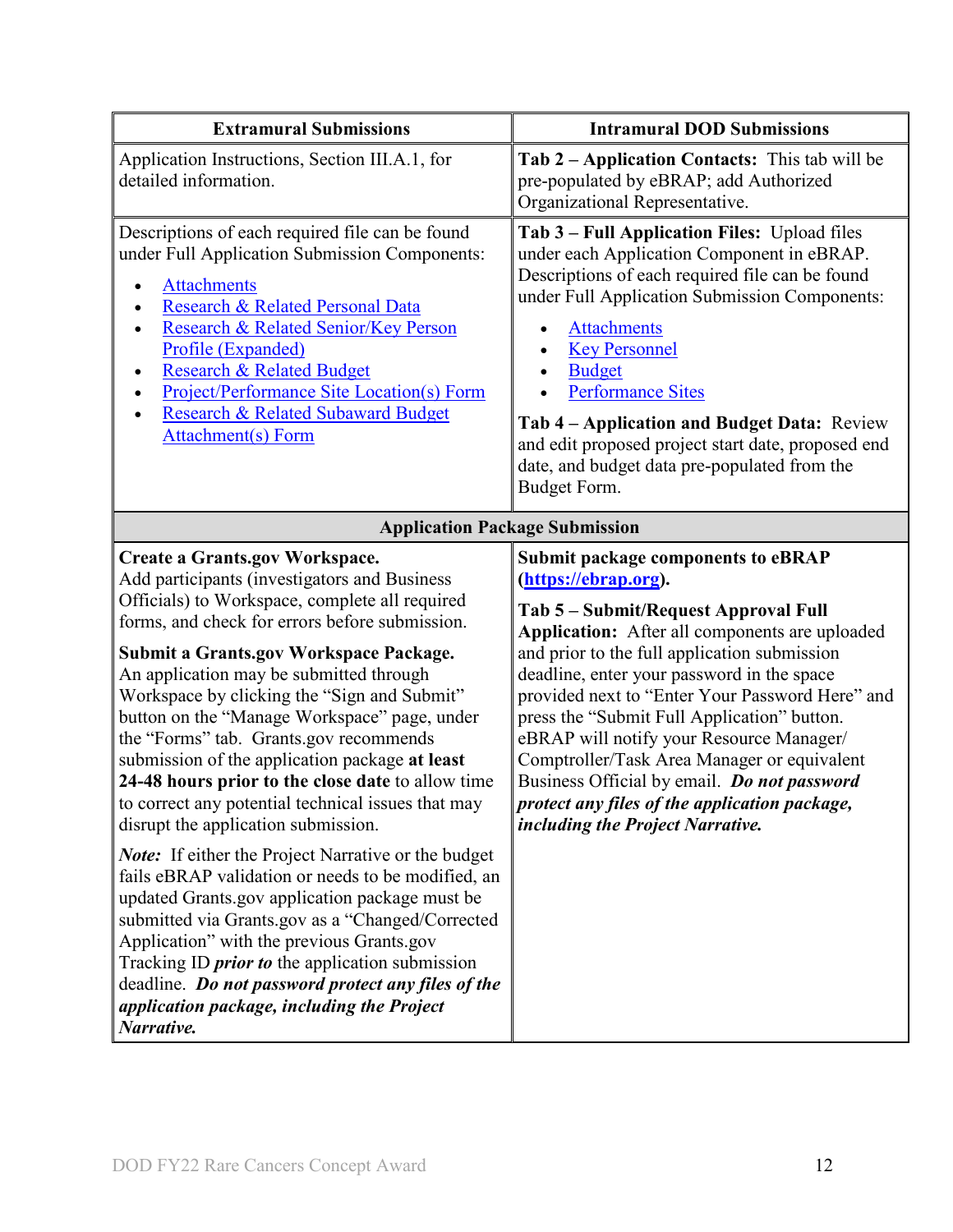| Extramural Submissions | Intramural DOD Submissions |
|---|---|
| Application Instructions, Section III.A.1, for detailed information. | **Tab 2 – Application Contacts:** This tab will be pre-populated by eBRAP; add Authorized Organizational Representative. |
| Descriptions of each required file can be found under Full Application Submission Components:<br>• Attachments<br>• Research & Related Personal Data<br>• Research & Related Senior/Key Person Profile (Expanded)<br>• Research & Related Budget<br>• Project/Performance Site Location(s) Form<br>• Research & Related Subaward Budget Attachment(s) Form | **Tab 3 – Full Application Files:** Upload files under each Application Component in eBRAP. Descriptions of each required file can be found under Full Application Submission Components:<br>• Attachments<br>• Key Personnel<br>• Budget<br>• Performance Sites<br><br>**Tab 4 – Application and Budget Data:** Review and edit proposed project start date, proposed end date, and budget data pre-populated from the Budget Form. |
| **Application Package Submission** | |
| **Create a Grants.gov Workspace.** Add participants (investigators and Business Officials) to Workspace, complete all required forms, and check for errors before submission.<br><br>**Submit a Grants.gov Workspace Package.** An application may be submitted through Workspace by clicking the "Sign and Submit" button on the "Manage Workspace" page, under the "Forms" tab. Grants.gov recommends submission of the application package **at least 24-48 hours prior to the close date** to allow time to correct any potential technical issues that may disrupt the application submission.<br><br>***Note:*** If either the Project Narrative or the budget fails eBRAP validation or needs to be modified, an updated Grants.gov application package must be submitted via Grants.gov as a "Changed/Corrected Application" with the previous Grants.gov Tracking ID ***prior to*** the application submission deadline. ***Do not password protect any files of the application package, including the Project Narrative.*** | **Submit package components to eBRAP (https://ebrap.org).**<br><br>**Tab 5 – Submit/Request Approval Full Application:** After all components are uploaded and prior to the full application submission deadline, enter your password in the space provided next to "Enter Your Password Here" and press the "Submit Full Application" button. eBRAP will notify your Resource Manager/ Comptroller/Task Area Manager or equivalent Business Official by email. ***Do not password protect any files of the application package, including the Project Narrative.*** |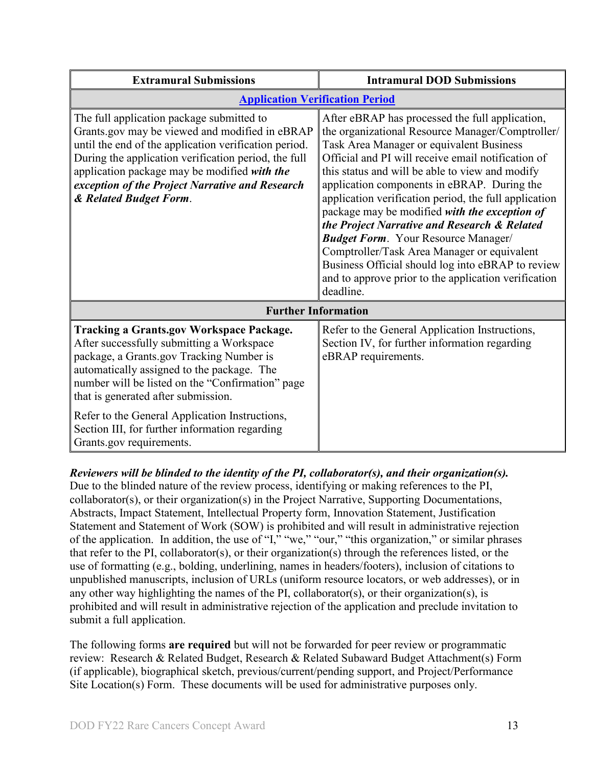| Extramural Submissions | Intramural DOD Submissions |
|---|---|
| **Application Verification Period** | |
| The full application package submitted to Grants.gov may be viewed and modified in eBRAP until the end of the application verification period. During the application verification period, the full application package may be modified ***with the exception of the Project Narrative and Research & Related Budget Form***. | After eBRAP has processed the full application, the organizational Resource Manager/Comptroller/ Task Area Manager or equivalent Business Official and PI will receive email notification of this status and will be able to view and modify application components in eBRAP. During the application verification period, the full application package may be modified ***with the exception of the Project Narrative and Research & Related Budget Form***. Your Resource Manager/ Comptroller/Task Area Manager or equivalent Business Official should log into eBRAP to review and to approve prior to the application verification deadline. |
| **Further Information** | |
| **Tracking a Grants.gov Workspace Package.** After successfully submitting a Workspace package, a Grants.gov Tracking Number is automatically assigned to the package. The number will be listed on the "Confirmation" page that is generated after submission. Refer to the General Application Instructions, Section III, for further information regarding Grants.gov requirements. | Refer to the General Application Instructions, Section IV, for further information regarding eBRAP requirements. |

***Reviewers will be blinded to the identity of the PI, collaborator(s), and their organization(s).*** Due to the blinded nature of the review process, identifying or making references to the PI, collaborator(s), or their organization(s) in the Project Narrative, Supporting Documentations, Abstracts, Impact Statement, Intellectual Property form, Innovation Statement, Justification Statement and Statement of Work (SOW) is prohibited and will result in administrative rejection of the application. In addition, the use of "I," "we," "our," "this organization," or similar phrases that refer to the PI, collaborator(s), or their organization(s) through the references listed, or the use of formatting (e.g., bolding, underlining, names in headers/footers), inclusion of citations to unpublished manuscripts, inclusion of URLs (uniform resource locators, or web addresses), or in any other way highlighting the names of the PI, collaborator(s), or their organization(s), is prohibited and will result in administrative rejection of the application and preclude invitation to submit a full application.

The following forms **are required** but will not be forwarded for peer review or programmatic review: Research & Related Budget, Research & Related Subaward Budget Attachment(s) Form (if applicable), biographical sketch, previous/current/pending support, and Project/Performance Site Location(s) Form. These documents will be used for administrative purposes only.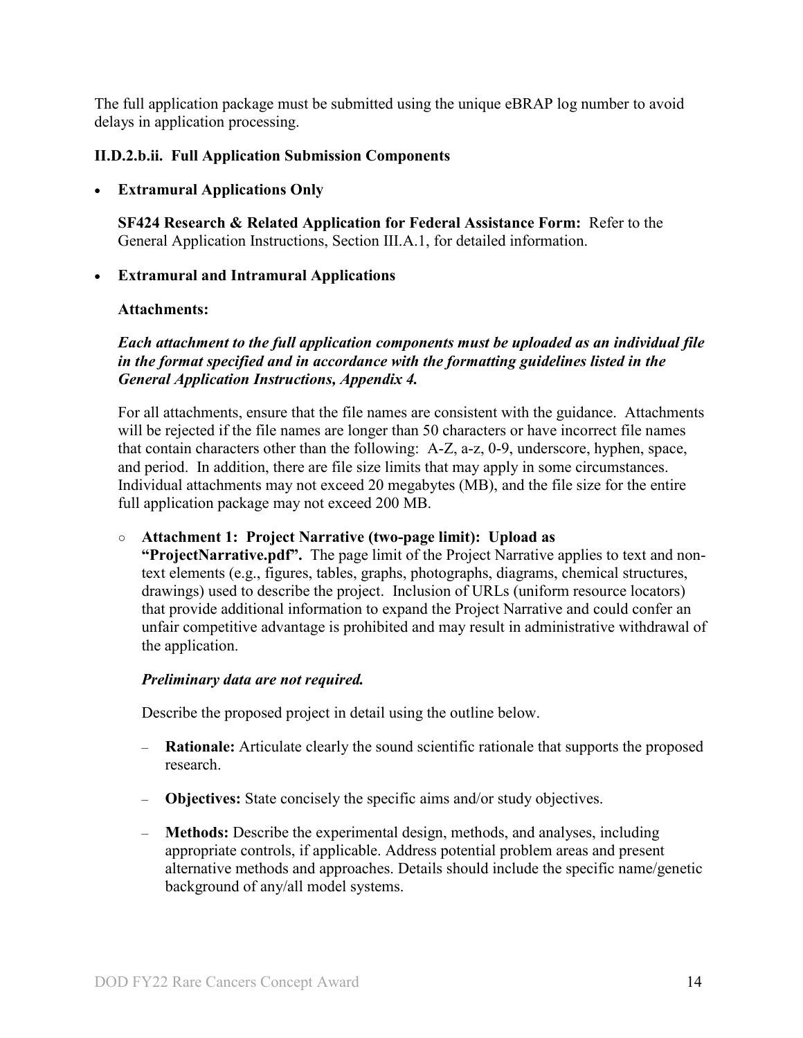The full application package must be submitted using the unique eBRAP log number to avoid delays in application processing.

**II.D.2.b.ii. Full Application Submission Components**

- **Extramural Applications Only**

  **SF424 Research & Related Application for Federal Assistance Form:** Refer to the General Application Instructions, Section III.A.1, for detailed information.

- **Extramural and Intramural Applications**

  **Attachments:**

  ***Each attachment to the full application components must be uploaded as an individual file in the format specified and in accordance with the formatting guidelines listed in the General Application Instructions, Appendix 4.***

  For all attachments, ensure that the file names are consistent with the guidance. Attachments will be rejected if the file names are longer than 50 characters or have incorrect file names that contain characters other than the following: A-Z, a-z, 0-9, underscore, hyphen, space, and period. In addition, there are file size limits that may apply in some circumstances. Individual attachments may not exceed 20 megabytes (MB), and the file size for the entire full application package may not exceed 200 MB.

  - **Attachment 1: Project Narrative (two-page limit): Upload as "ProjectNarrative.pdf".** The page limit of the Project Narrative applies to text and non-text elements (e.g., figures, tables, graphs, photographs, diagrams, chemical structures, drawings) used to describe the project. Inclusion of URLs (uniform resource locators) that provide additional information to expand the Project Narrative and could confer an unfair competitive advantage is prohibited and may result in administrative withdrawal of the application.

    ***Preliminary data are not required.***

    Describe the proposed project in detail using the outline below.

    - **Rationale:** Articulate clearly the sound scientific rationale that supports the proposed research.
    - **Objectives:** State concisely the specific aims and/or study objectives.
    - **Methods:** Describe the experimental design, methods, and analyses, including appropriate controls, if applicable. Address potential problem areas and present alternative methods and approaches. Details should include the specific name/genetic background of any/all model systems.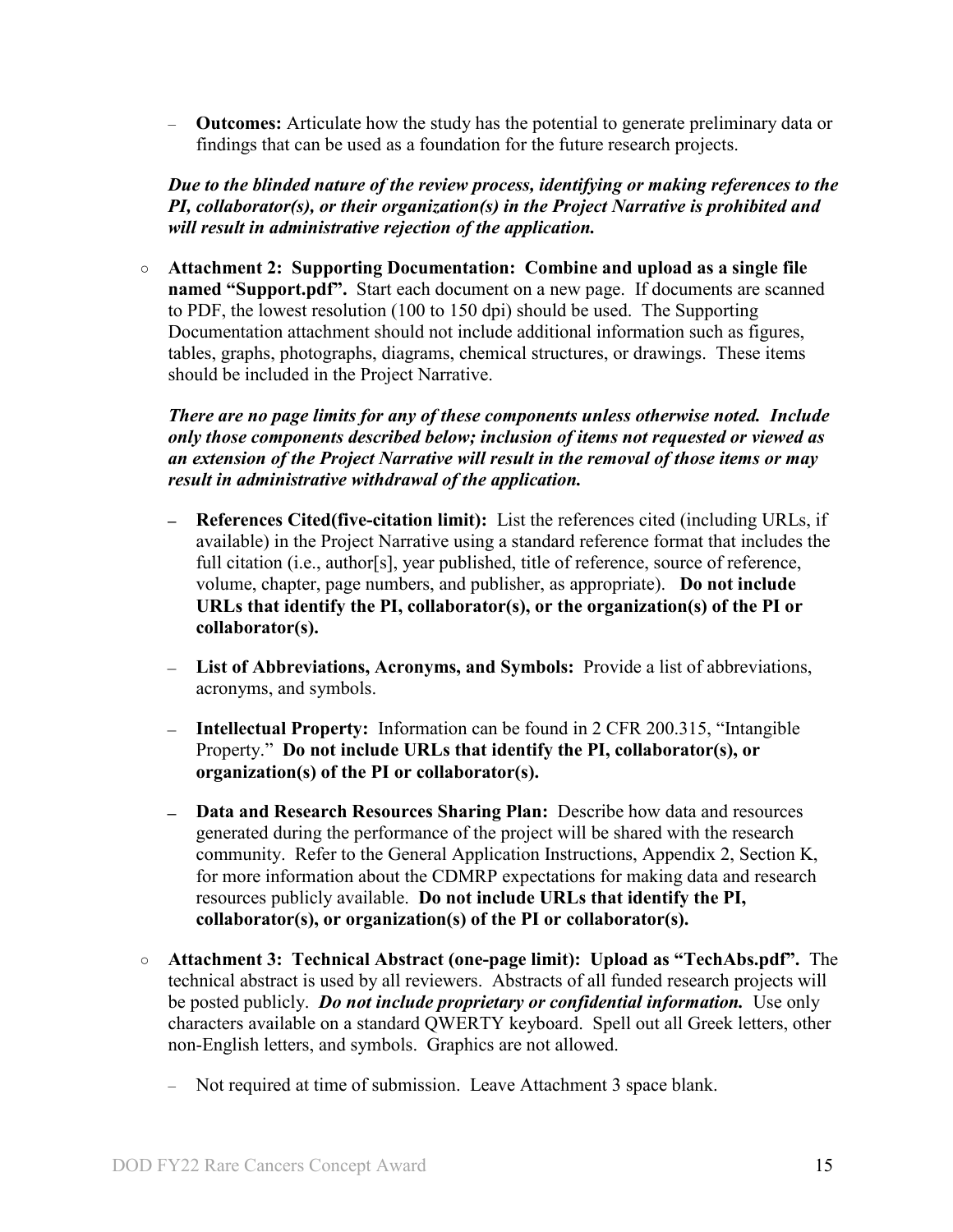- **Outcomes:** Articulate how the study has the potential to generate preliminary data or findings that can be used as a foundation for the future research projects.

  ***Due to the blinded nature of the review process, identifying or making references to the PI, collaborator(s), or their organization(s) in the Project Narrative is prohibited and will result in administrative rejection of the application.***

- **Attachment 2: Supporting Documentation: Combine and upload as a single file named "Support.pdf".** Start each document on a new page. If documents are scanned to PDF, the lowest resolution (100 to 150 dpi) should be used. The Supporting Documentation attachment should not include additional information such as figures, tables, graphs, photographs, diagrams, chemical structures, or drawings. These items should be included in the Project Narrative.

  ***There are no page limits for any of these components unless otherwise noted. Include only those components described below; inclusion of items not requested or viewed as an extension of the Project Narrative will result in the removal of those items or may result in administrative withdrawal of the application.***

  - **References Cited(five-citation limit):** List the references cited (including URLs, if available) in the Project Narrative using a standard reference format that includes the full citation (i.e., author[s], year published, title of reference, source of reference, volume, chapter, page numbers, and publisher, as appropriate). **Do not include URLs that identify the PI, collaborator(s), or the organization(s) of the PI or collaborator(s).**
  - **List of Abbreviations, Acronyms, and Symbols:** Provide a list of abbreviations, acronyms, and symbols.
  - **Intellectual Property:** Information can be found in 2 CFR 200.315, "Intangible Property." **Do not include URLs that identify the PI, collaborator(s), or organization(s) of the PI or collaborator(s).**
  - **Data and Research Resources Sharing Plan:** Describe how data and resources generated during the performance of the project will be shared with the research community. Refer to the General Application Instructions, Appendix 2, Section K, for more information about the CDMRP expectations for making data and research resources publicly available. **Do not include URLs that identify the PI, collaborator(s), or organization(s) of the PI or collaborator(s).**

- **Attachment 3: Technical Abstract (one-page limit): Upload as "TechAbs.pdf".** The technical abstract is used by all reviewers. Abstracts of all funded research projects will be posted publicly. ***Do not include proprietary or confidential information.*** Use only characters available on a standard QWERTY keyboard. Spell out all Greek letters, other non-English letters, and symbols. Graphics are not allowed.

  - Not required at time of submission. Leave Attachment 3 space blank.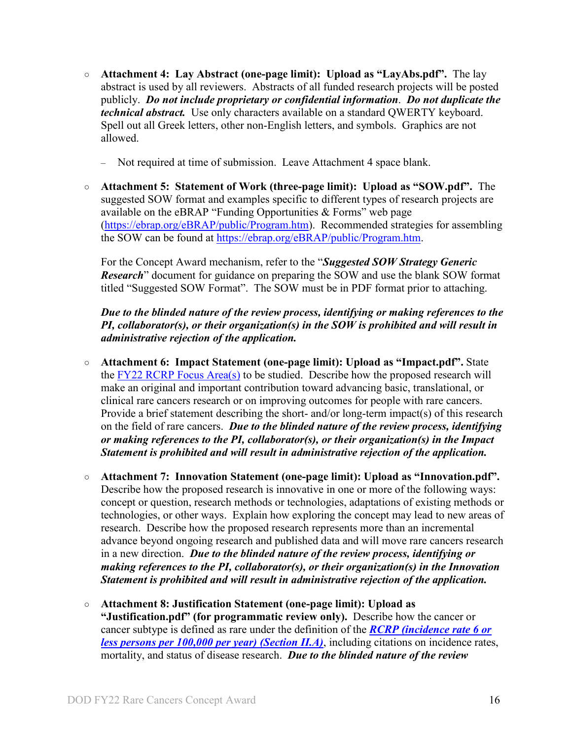- **Attachment 4: Lay Abstract (one-page limit): Upload as "LayAbs.pdf".** The lay abstract is used by all reviewers. Abstracts of all funded research projects will be posted publicly. ***Do not include proprietary or confidential information***. ***Do not duplicate the technical abstract.*** Use only characters available on a standard QWERTY keyboard. Spell out all Greek letters, other non-English letters, and symbols. Graphics are not allowed.

  - Not required at time of submission. Leave Attachment 4 space blank.

- **Attachment 5: Statement of Work (three-page limit): Upload as "SOW.pdf".** The suggested SOW format and examples specific to different types of research projects are available on the eBRAP "Funding Opportunities & Forms" web page ([https://ebrap.org/eBRAP/public/Program.htm](https://ebrap.org/eBRAP/public/Program.htm)). Recommended strategies for assembling the SOW can be found at [https://ebrap.org/eBRAP/public/Program.htm](https://ebrap.org/eBRAP/public/Program.htm).

  For the Concept Award mechanism, refer to the "***Suggested SOW Strategy Generic Research***" document for guidance on preparing the SOW and use the blank SOW format titled "Suggested SOW Format". The SOW must be in PDF format prior to attaching.

  ***Due to the blinded nature of the review process, identifying or making references to the PI, collaborator(s), or their organization(s) in the SOW is prohibited and will result in administrative rejection of the application.***

- **Attachment 6: Impact Statement (one-page limit): Upload as "Impact.pdf".** State the [FY22 RCRP Focus Area(s)]() to be studied. Describe how the proposed research will make an original and important contribution toward advancing basic, translational, or clinical rare cancers research or on improving outcomes for people with rare cancers. Provide a brief statement describing the short- and/or long-term impact(s) of this research on the field of rare cancers. ***Due to the blinded nature of the review process, identifying or making references to the PI, collaborator(s), or their organization(s) in the Impact Statement is prohibited and will result in administrative rejection of the application.***

- **Attachment 7: Innovation Statement (one-page limit): Upload as "Innovation.pdf".** Describe how the proposed research is innovative in one or more of the following ways: concept or question, research methods or technologies, adaptations of existing methods or technologies, or other ways. Explain how exploring the concept may lead to new areas of research. Describe how the proposed research represents more than an incremental advance beyond ongoing research and published data and will move rare cancers research in a new direction. ***Due to the blinded nature of the review process, identifying or making references to the PI, collaborator(s), or their organization(s) in the Innovation Statement is prohibited and will result in administrative rejection of the application.***

- **Attachment 8: Justification Statement (one-page limit): Upload as "Justification.pdf" (for programmatic review only).** Describe how the cancer or cancer subtype is defined as rare under the definition of the [***RCRP (incidence rate 6 or less persons per 100,000 per year) (Section II.A)***](), including citations on incidence rates, mortality, and status of disease research. ***Due to the blinded nature of the review***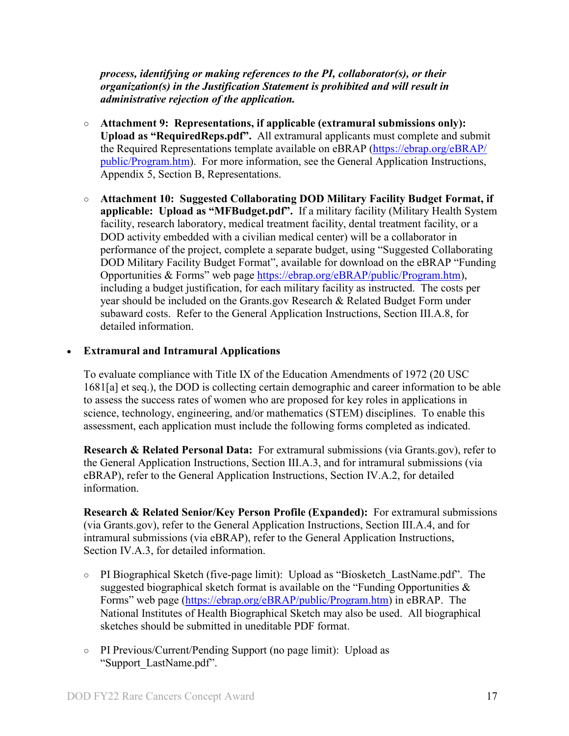***process, identifying or making references to the PI, collaborator(s), or their organization(s) in the Justification Statement is prohibited and will result in administrative rejection of the application.***

- **Attachment 9: Representations, if applicable (extramural submissions only): Upload as "RequiredReps.pdf".** All extramural applicants must complete and submit the Required Representations template available on eBRAP (https://ebrap.org/eBRAP/public/Program.htm). For more information, see the General Application Instructions, Appendix 5, Section B, Representations.

- **Attachment 10: Suggested Collaborating DOD Military Facility Budget Format, if applicable: Upload as "MFBudget.pdf".** If a military facility (Military Health System facility, research laboratory, medical treatment facility, dental treatment facility, or a DOD activity embedded with a civilian medical center) will be a collaborator in performance of the project, complete a separate budget, using "Suggested Collaborating DOD Military Facility Budget Format", available for download on the eBRAP "Funding Opportunities & Forms" web page https://ebrap.org/eBRAP/public/Program.htm), including a budget justification, for each military facility as instructed. The costs per year should be included on the Grants.gov Research & Related Budget Form under subaward costs. Refer to the General Application Instructions, Section III.A.8, for detailed information.

- **Extramural and Intramural Applications**

  To evaluate compliance with Title IX of the Education Amendments of 1972 (20 USC 1681[a] et seq.), the DOD is collecting certain demographic and career information to be able to assess the success rates of women who are proposed for key roles in applications in science, technology, engineering, and/or mathematics (STEM) disciplines. To enable this assessment, each application must include the following forms completed as indicated.

  **Research & Related Personal Data:** For extramural submissions (via Grants.gov), refer to the General Application Instructions, Section III.A.3, and for intramural submissions (via eBRAP), refer to the General Application Instructions, Section IV.A.2, for detailed information.

  **Research & Related Senior/Key Person Profile (Expanded):** For extramural submissions (via Grants.gov), refer to the General Application Instructions, Section III.A.4, and for intramural submissions (via eBRAP), refer to the General Application Instructions, Section IV.A.3, for detailed information.

  - PI Biographical Sketch (five-page limit): Upload as "Biosketch_LastName.pdf". The suggested biographical sketch format is available on the "Funding Opportunities & Forms" web page (https://ebrap.org/eBRAP/public/Program.htm) in eBRAP. The National Institutes of Health Biographical Sketch may also be used. All biographical sketches should be submitted in uneditable PDF format.

  - PI Previous/Current/Pending Support (no page limit): Upload as "Support_LastName.pdf".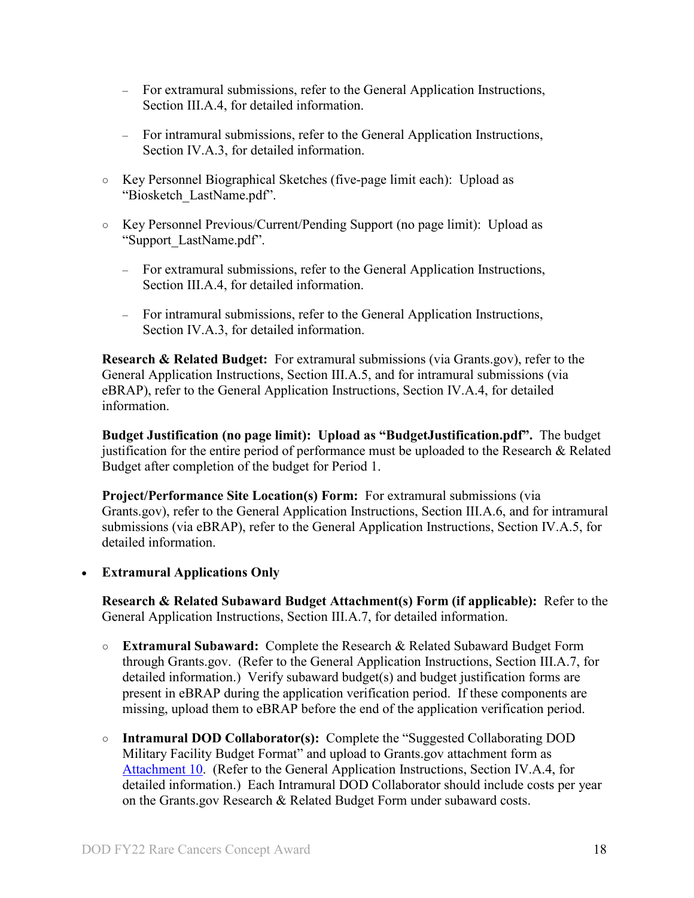- For extramural submissions, refer to the General Application Instructions, Section III.A.4, for detailed information.
  - For intramural submissions, refer to the General Application Instructions, Section IV.A.3, for detailed information.

- Key Personnel Biographical Sketches (five-page limit each): Upload as "Biosketch_LastName.pdf".

- Key Personnel Previous/Current/Pending Support (no page limit): Upload as "Support_LastName.pdf".

  - For extramural submissions, refer to the General Application Instructions, Section III.A.4, for detailed information.
  - For intramural submissions, refer to the General Application Instructions, Section IV.A.3, for detailed information.

**Research & Related Budget:** For extramural submissions (via Grants.gov), refer to the General Application Instructions, Section III.A.5, and for intramural submissions (via eBRAP), refer to the General Application Instructions, Section IV.A.4, for detailed information.

**Budget Justification (no page limit): Upload as "BudgetJustification.pdf".** The budget justification for the entire period of performance must be uploaded to the Research & Related Budget after completion of the budget for Period 1.

**Project/Performance Site Location(s) Form:** For extramural submissions (via Grants.gov), refer to the General Application Instructions, Section III.A.6, and for intramural submissions (via eBRAP), refer to the General Application Instructions, Section IV.A.5, for detailed information.

- **Extramural Applications Only**

  **Research & Related Subaward Budget Attachment(s) Form (if applicable):** Refer to the General Application Instructions, Section III.A.7, for detailed information.

  - **Extramural Subaward:** Complete the Research & Related Subaward Budget Form through Grants.gov. (Refer to the General Application Instructions, Section III.A.7, for detailed information.) Verify subaward budget(s) and budget justification forms are present in eBRAP during the application verification period. If these components are missing, upload them to eBRAP before the end of the application verification period.

  - **Intramural DOD Collaborator(s):** Complete the "Suggested Collaborating DOD Military Facility Budget Format" and upload to Grants.gov attachment form as Attachment 10. (Refer to the General Application Instructions, Section IV.A.4, for detailed information.) Each Intramural DOD Collaborator should include costs per year on the Grants.gov Research & Related Budget Form under subaward costs.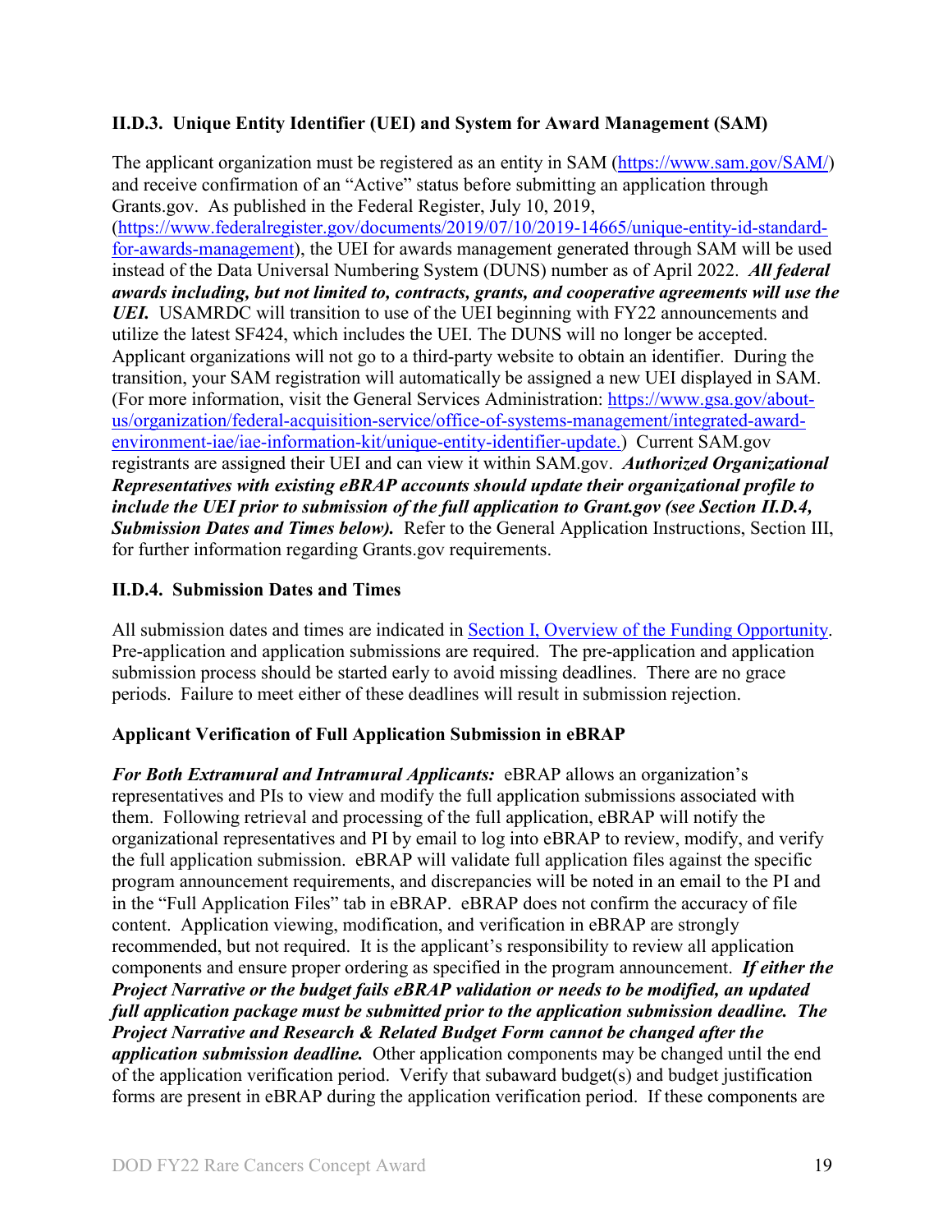### II.D.3. Unique Entity Identifier (UEI) and System for Award Management (SAM)

The applicant organization must be registered as an entity in SAM ([https://www.sam.gov/SAM/](https://www.sam.gov/SAM/)) and receive confirmation of an "Active" status before submitting an application through Grants.gov. As published in the Federal Register, July 10, 2019, ([https://www.federalregister.gov/documents/2019/07/10/2019-14665/unique-entity-id-standard-for-awards-management](https://www.federalregister.gov/documents/2019/07/10/2019-14665/unique-entity-id-standard-for-awards-management)), the UEI for awards management generated through SAM will be used instead of the Data Universal Numbering System (DUNS) number as of April 2022. ***All federal awards including, but not limited to, contracts, grants, and cooperative agreements will use the UEI.*** USAMRDC will transition to use of the UEI beginning with FY22 announcements and utilize the latest SF424, which includes the UEI. The DUNS will no longer be accepted. Applicant organizations will not go to a third-party website to obtain an identifier. During the transition, your SAM registration will automatically be assigned a new UEI displayed in SAM. (For more information, visit the General Services Administration: [https://www.gsa.gov/about-us/organization/federal-acquisition-service/office-of-systems-management/integrated-award-environment-iae/iae-information-kit/unique-entity-identifier-update.](https://www.gsa.gov/about-us/organization/federal-acquisition-service/office-of-systems-management/integrated-award-environment-iae/iae-information-kit/unique-entity-identifier-update)) Current SAM.gov registrants are assigned their UEI and can view it within SAM.gov. ***Authorized Organizational Representatives with existing eBRAP accounts should update their organizational profile to include the UEI prior to submission of the full application to Grant.gov (see Section II.D.4, Submission Dates and Times below).*** Refer to the General Application Instructions, Section III, for further information regarding Grants.gov requirements.

### II.D.4. Submission Dates and Times

All submission dates and times are indicated in Section I, Overview of the Funding Opportunity. Pre-application and application submissions are required. The pre-application and application submission process should be started early to avoid missing deadlines. There are no grace periods. Failure to meet either of these deadlines will result in submission rejection.

**Applicant Verification of Full Application Submission in eBRAP**

***For Both Extramural and Intramural Applicants:*** eBRAP allows an organization's representatives and PIs to view and modify the full application submissions associated with them. Following retrieval and processing of the full application, eBRAP will notify the organizational representatives and PI by email to log into eBRAP to review, modify, and verify the full application submission. eBRAP will validate full application files against the specific program announcement requirements, and discrepancies will be noted in an email to the PI and in the "Full Application Files" tab in eBRAP. eBRAP does not confirm the accuracy of file content. Application viewing, modification, and verification in eBRAP are strongly recommended, but not required. It is the applicant's responsibility to review all application components and ensure proper ordering as specified in the program announcement. ***If either the Project Narrative or the budget fails eBRAP validation or needs to be modified, an updated full application package must be submitted prior to the application submission deadline. The Project Narrative and Research & Related Budget Form cannot be changed after the application submission deadline.*** Other application components may be changed until the end of the application verification period. Verify that subaward budget(s) and budget justification forms are present in eBRAP during the application verification period. If these components are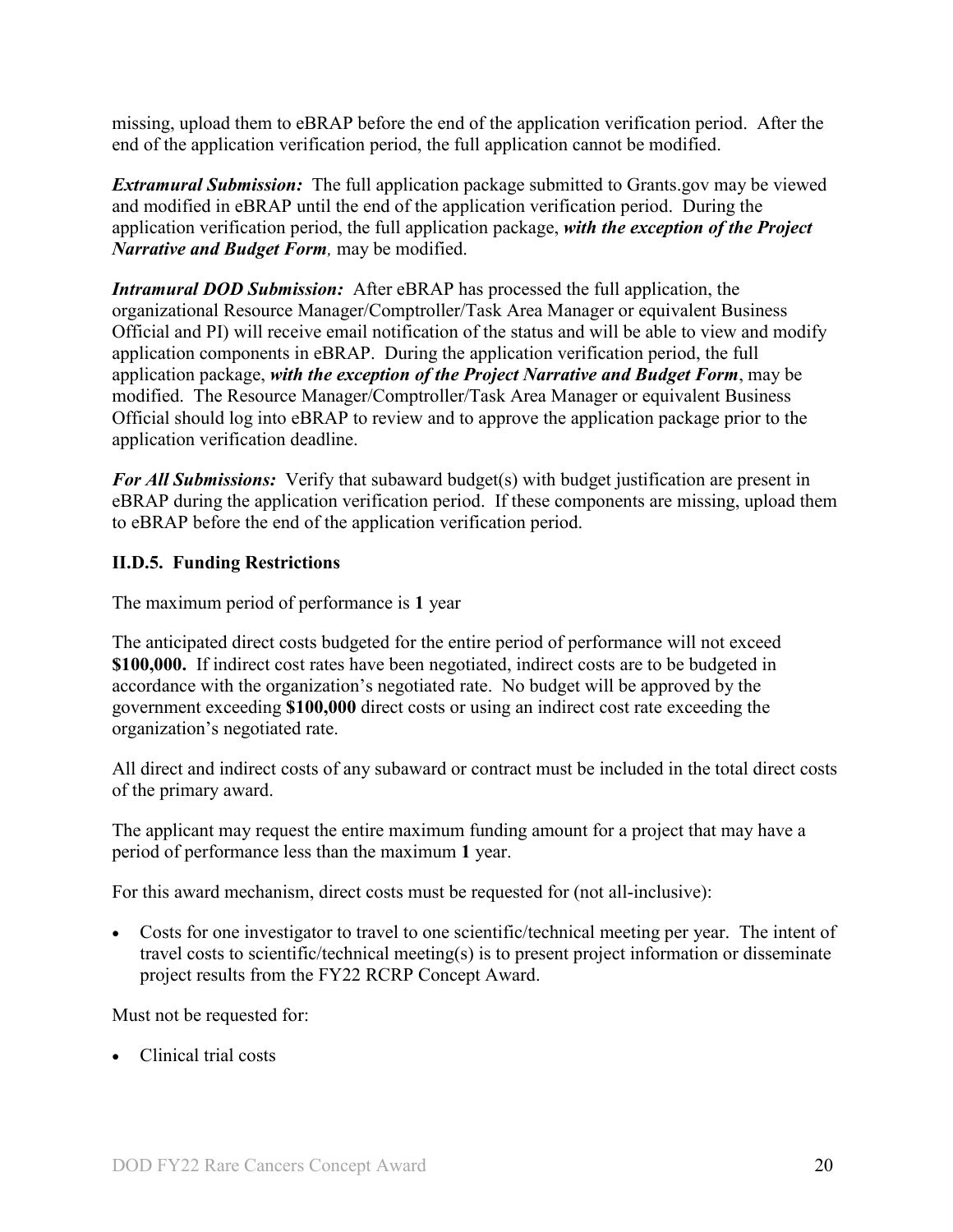missing, upload them to eBRAP before the end of the application verification period. After the end of the application verification period, the full application cannot be modified.

***Extramural Submission:*** The full application package submitted to Grants.gov may be viewed and modified in eBRAP until the end of the application verification period. During the application verification period, the full application package, ***with the exception of the Project Narrative and Budget Form,*** may be modified.

***Intramural DOD Submission:*** After eBRAP has processed the full application, the organizational Resource Manager/Comptroller/Task Area Manager or equivalent Business Official and PI) will receive email notification of the status and will be able to view and modify application components in eBRAP. During the application verification period, the full application package, ***with the exception of the Project Narrative and Budget Form***, may be modified. The Resource Manager/Comptroller/Task Area Manager or equivalent Business Official should log into eBRAP to review and to approve the application package prior to the application verification deadline.

***For All Submissions:*** Verify that subaward budget(s) with budget justification are present in eBRAP during the application verification period. If these components are missing, upload them to eBRAP before the end of the application verification period.

### II.D.5. Funding Restrictions

The maximum period of performance is **1** year

The anticipated direct costs budgeted for the entire period of performance will not exceed **$100,000.** If indirect cost rates have been negotiated, indirect costs are to be budgeted in accordance with the organization's negotiated rate. No budget will be approved by the government exceeding **$100,000** direct costs or using an indirect cost rate exceeding the organization's negotiated rate.

All direct and indirect costs of any subaward or contract must be included in the total direct costs of the primary award.

The applicant may request the entire maximum funding amount for a project that may have a period of performance less than the maximum **1** year.

For this award mechanism, direct costs must be requested for (not all-inclusive):

- Costs for one investigator to travel to one scientific/technical meeting per year. The intent of travel costs to scientific/technical meeting(s) is to present project information or disseminate project results from the FY22 RCRP Concept Award.

Must not be requested for:

- Clinical trial costs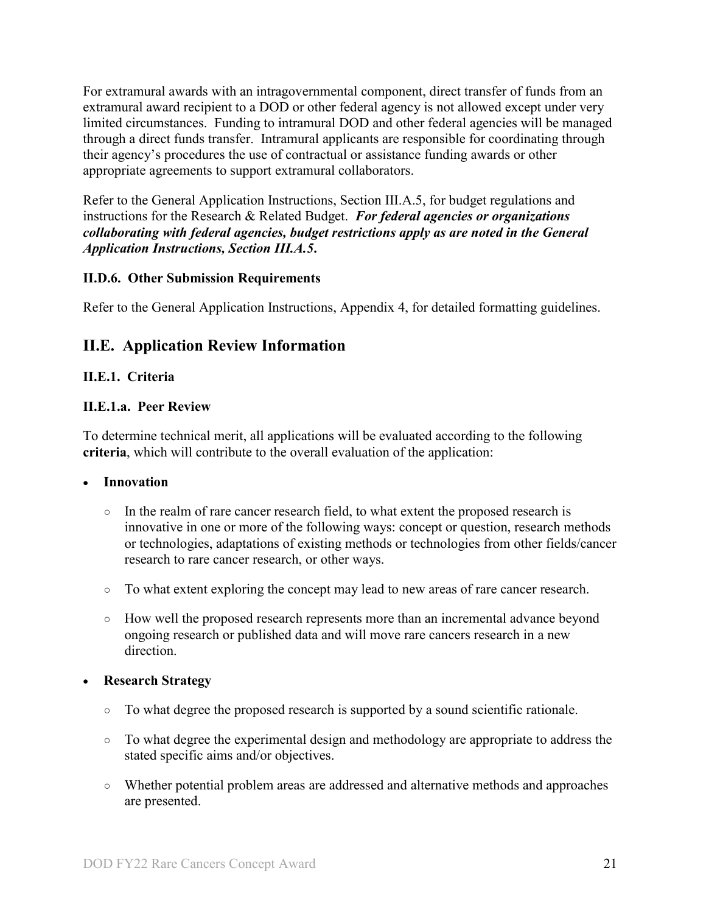For extramural awards with an intragovernmental component, direct transfer of funds from an extramural award recipient to a DOD or other federal agency is not allowed except under very limited circumstances. Funding to intramural DOD and other federal agencies will be managed through a direct funds transfer. Intramural applicants are responsible for coordinating through their agency's procedures the use of contractual or assistance funding awards or other appropriate agreements to support extramural collaborators.

Refer to the General Application Instructions, Section III.A.5, for budget regulations and instructions for the Research & Related Budget. ***For federal agencies or organizations collaborating with federal agencies, budget restrictions apply as are noted in the General Application Instructions, Section III.A.5.***

### II.D.6. Other Submission Requirements

Refer to the General Application Instructions, Appendix 4, for detailed formatting guidelines.

## II.E. Application Review Information

### II.E.1. Criteria

### II.E.1.a. Peer Review

To determine technical merit, all applications will be evaluated according to the following **criteria**, which will contribute to the overall evaluation of the application:

- **Innovation**
  - In the realm of rare cancer research field, to what extent the proposed research is innovative in one or more of the following ways: concept or question, research methods or technologies, adaptations of existing methods or technologies from other fields/cancer research to rare cancer research, or other ways.
  - To what extent exploring the concept may lead to new areas of rare cancer research.
  - How well the proposed research represents more than an incremental advance beyond ongoing research or published data and will move rare cancers research in a new direction.
- **Research Strategy**
  - To what degree the proposed research is supported by a sound scientific rationale.
  - To what degree the experimental design and methodology are appropriate to address the stated specific aims and/or objectives.
  - Whether potential problem areas are addressed and alternative methods and approaches are presented.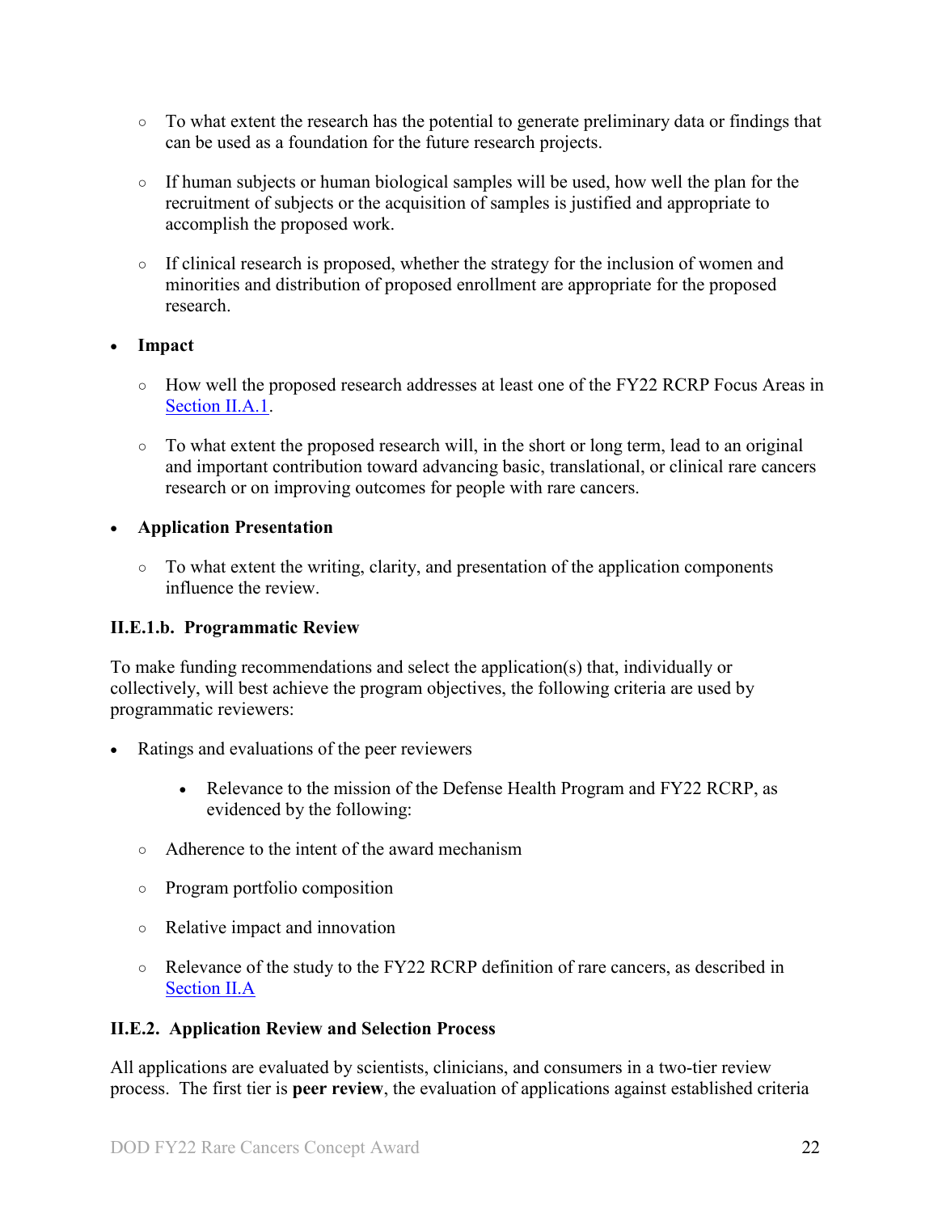- To what extent the research has the potential to generate preliminary data or findings that can be used as a foundation for the future research projects.

- If human subjects or human biological samples will be used, how well the plan for the recruitment of subjects or the acquisition of samples is justified and appropriate to accomplish the proposed work.

- If clinical research is proposed, whether the strategy for the inclusion of women and minorities and distribution of proposed enrollment are appropriate for the proposed research.

- **Impact**

  - How well the proposed research addresses at least one of the FY22 RCRP Focus Areas in Section II.A.1.

  - To what extent the proposed research will, in the short or long term, lead to an original and important contribution toward advancing basic, translational, or clinical rare cancers research or on improving outcomes for people with rare cancers.

- **Application Presentation**

  - To what extent the writing, clarity, and presentation of the application components influence the review.

### II.E.1.b. Programmatic Review

To make funding recommendations and select the application(s) that, individually or collectively, will best achieve the program objectives, the following criteria are used by programmatic reviewers:

- Ratings and evaluations of the peer reviewers

  - Relevance to the mission of the Defense Health Program and FY22 RCRP, as evidenced by the following:

- Adherence to the intent of the award mechanism

- Program portfolio composition

- Relative impact and innovation

- Relevance of the study to the FY22 RCRP definition of rare cancers, as described in Section II.A

### II.E.2. Application Review and Selection Process

All applications are evaluated by scientists, clinicians, and consumers in a two-tier review process. The first tier is **peer review**, the evaluation of applications against established criteria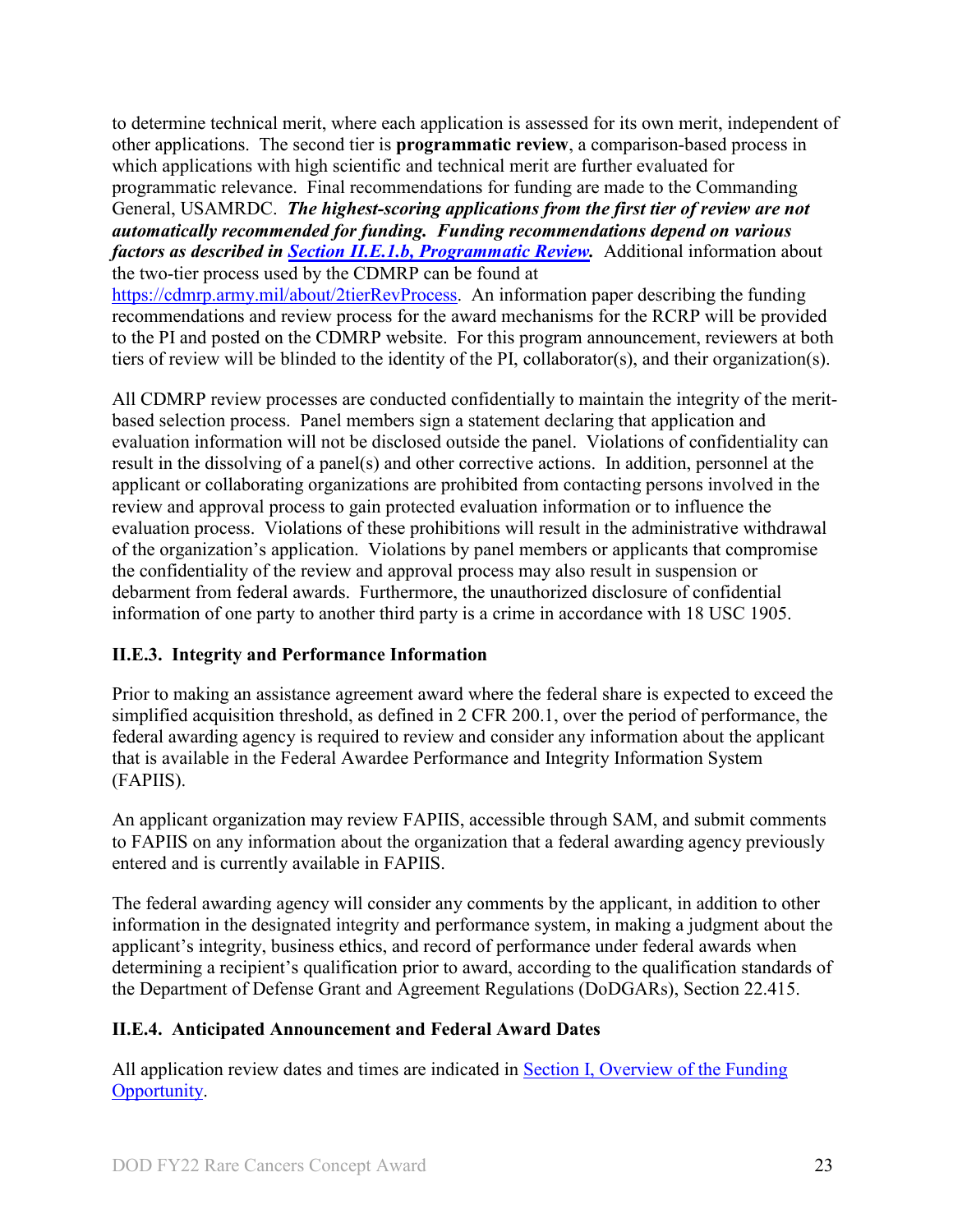to determine technical merit, where each application is assessed for its own merit, independent of other applications. The second tier is **programmatic review**, a comparison-based process in which applications with high scientific and technical merit are further evaluated for programmatic relevance. Final recommendations for funding are made to the Commanding General, USAMRDC. ***The highest-scoring applications from the first tier of review are not automatically recommended for funding. Funding recommendations depend on various factors as described in [Section II.E.1.b, Programmatic Review](#).*** Additional information about the two-tier process used by the CDMRP can be found at [https://cdmrp.army.mil/about/2tierRevProcess](https://cdmrp.army.mil/about/2tierRevProcess). An information paper describing the funding recommendations and review process for the award mechanisms for the RCRP will be provided to the PI and posted on the CDMRP website. For this program announcement, reviewers at both tiers of review will be blinded to the identity of the PI, collaborator(s), and their organization(s).

All CDMRP review processes are conducted confidentially to maintain the integrity of the merit-based selection process. Panel members sign a statement declaring that application and evaluation information will not be disclosed outside the panel. Violations of confidentiality can result in the dissolving of a panel(s) and other corrective actions. In addition, personnel at the applicant or collaborating organizations are prohibited from contacting persons involved in the review and approval process to gain protected evaluation information or to influence the evaluation process. Violations of these prohibitions will result in the administrative withdrawal of the organization's application. Violations by panel members or applicants that compromise the confidentiality of the review and approval process may also result in suspension or debarment from federal awards. Furthermore, the unauthorized disclosure of confidential information of one party to another third party is a crime in accordance with 18 USC 1905.

### II.E.3. Integrity and Performance Information

Prior to making an assistance agreement award where the federal share is expected to exceed the simplified acquisition threshold, as defined in 2 CFR 200.1, over the period of performance, the federal awarding agency is required to review and consider any information about the applicant that is available in the Federal Awardee Performance and Integrity Information System (FAPIIS).

An applicant organization may review FAPIIS, accessible through SAM, and submit comments to FAPIIS on any information about the organization that a federal awarding agency previously entered and is currently available in FAPIIS.

The federal awarding agency will consider any comments by the applicant, in addition to other information in the designated integrity and performance system, in making a judgment about the applicant's integrity, business ethics, and record of performance under federal awards when determining a recipient's qualification prior to award, according to the qualification standards of the Department of Defense Grant and Agreement Regulations (DoDGARs), Section 22.415.

### II.E.4. Anticipated Announcement and Federal Award Dates

All application review dates and times are indicated in [Section I, Overview of the Funding Opportunity](#).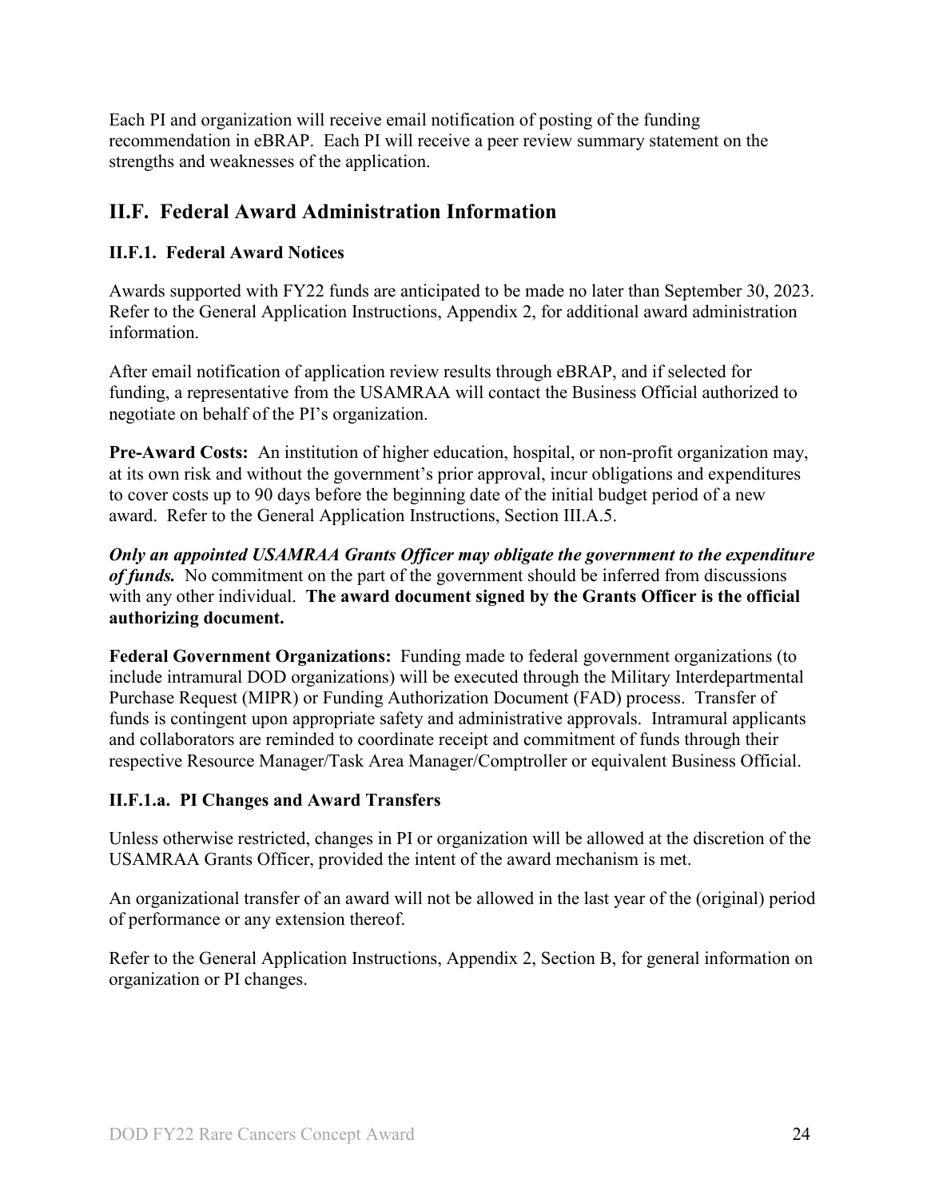Each PI and organization will receive email notification of posting of the funding recommendation in eBRAP. Each PI will receive a peer review summary statement on the strengths and weaknesses of the application.

## II.F. Federal Award Administration Information

### II.F.1. Federal Award Notices

Awards supported with FY22 funds are anticipated to be made no later than September 30, 2023. Refer to the General Application Instructions, Appendix 2, for additional award administration information.

After email notification of application review results through eBRAP, and if selected for funding, a representative from the USAMRAA will contact the Business Official authorized to negotiate on behalf of the PI's organization.

**Pre-Award Costs:** An institution of higher education, hospital, or non-profit organization may, at its own risk and without the government's prior approval, incur obligations and expenditures to cover costs up to 90 days before the beginning date of the initial budget period of a new award. Refer to the General Application Instructions, Section III.A.5.

***Only an appointed USAMRAA Grants Officer may obligate the government to the expenditure of funds.*** No commitment on the part of the government should be inferred from discussions with any other individual. **The award document signed by the Grants Officer is the official authorizing document.**

**Federal Government Organizations:** Funding made to federal government organizations (to include intramural DOD organizations) will be executed through the Military Interdepartmental Purchase Request (MIPR) or Funding Authorization Document (FAD) process. Transfer of funds is contingent upon appropriate safety and administrative approvals. Intramural applicants and collaborators are reminded to coordinate receipt and commitment of funds through their respective Resource Manager/Task Area Manager/Comptroller or equivalent Business Official.

#### II.F.1.a. PI Changes and Award Transfers

Unless otherwise restricted, changes in PI or organization will be allowed at the discretion of the USAMRAA Grants Officer, provided the intent of the award mechanism is met.

An organizational transfer of an award will not be allowed in the last year of the (original) period of performance or any extension thereof.

Refer to the General Application Instructions, Appendix 2, Section B, for general information on organization or PI changes.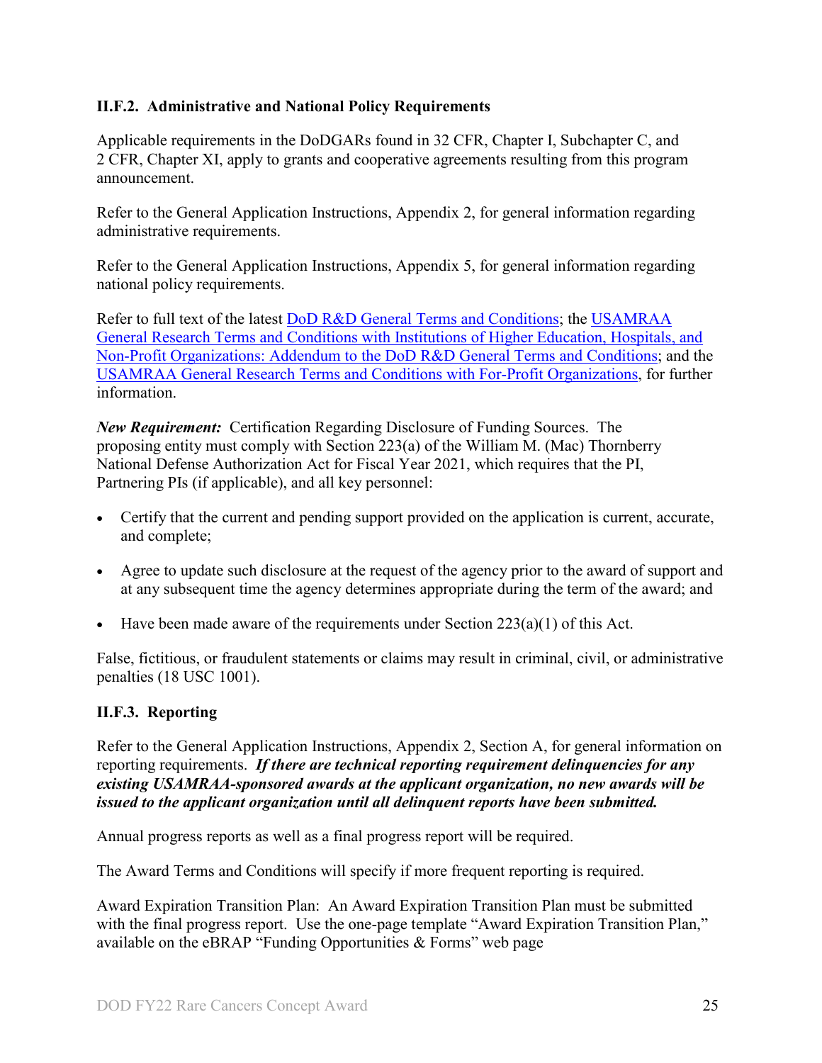### II.F.2. Administrative and National Policy Requirements

Applicable requirements in the DoDGARs found in 32 CFR, Chapter I, Subchapter C, and 2 CFR, Chapter XI, apply to grants and cooperative agreements resulting from this program announcement.

Refer to the General Application Instructions, Appendix 2, for general information regarding administrative requirements.

Refer to the General Application Instructions, Appendix 5, for general information regarding national policy requirements.

Refer to full text of the latest DoD R&D General Terms and Conditions; the USAMRAA General Research Terms and Conditions with Institutions of Higher Education, Hospitals, and Non-Profit Organizations: Addendum to the DoD R&D General Terms and Conditions; and the USAMRAA General Research Terms and Conditions with For-Profit Organizations, for further information.

***New Requirement:*** Certification Regarding Disclosure of Funding Sources. The proposing entity must comply with Section 223(a) of the William M. (Mac) Thornberry National Defense Authorization Act for Fiscal Year 2021, which requires that the PI, Partnering PIs (if applicable), and all key personnel:

- Certify that the current and pending support provided on the application is current, accurate, and complete;
- Agree to update such disclosure at the request of the agency prior to the award of support and at any subsequent time the agency determines appropriate during the term of the award; and
- Have been made aware of the requirements under Section 223(a)(1) of this Act.

False, fictitious, or fraudulent statements or claims may result in criminal, civil, or administrative penalties (18 USC 1001).

### II.F.3. Reporting

Refer to the General Application Instructions, Appendix 2, Section A, for general information on reporting requirements. ***If there are technical reporting requirement delinquencies for any existing USAMRAA-sponsored awards at the applicant organization, no new awards will be issued to the applicant organization until all delinquent reports have been submitted.***

Annual progress reports as well as a final progress report will be required.

The Award Terms and Conditions will specify if more frequent reporting is required.

Award Expiration Transition Plan: An Award Expiration Transition Plan must be submitted with the final progress report. Use the one-page template "Award Expiration Transition Plan," available on the eBRAP "Funding Opportunities & Forms" web page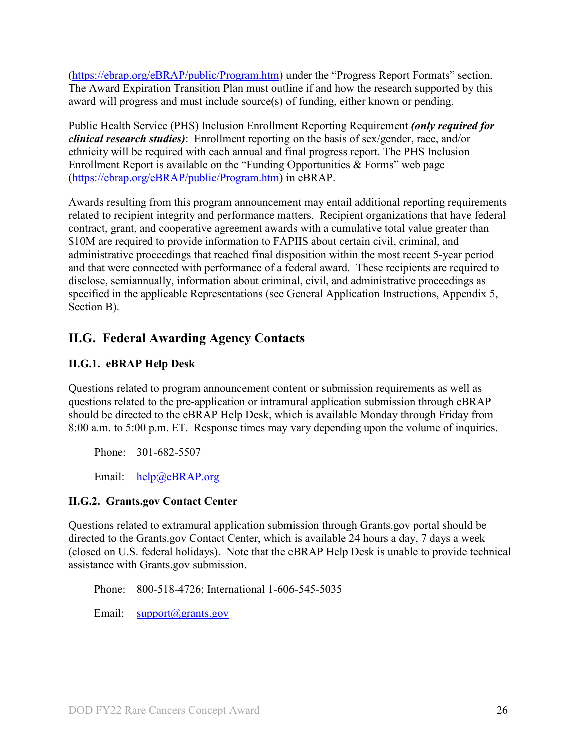(https://ebrap.org/eBRAP/public/Program.htm) under the "Progress Report Formats" section. The Award Expiration Transition Plan must outline if and how the research supported by this award will progress and must include source(s) of funding, either known or pending.

Public Health Service (PHS) Inclusion Enrollment Reporting Requirement ***(only required for clinical research studies)***: Enrollment reporting on the basis of sex/gender, race, and/or ethnicity will be required with each annual and final progress report. The PHS Inclusion Enrollment Report is available on the "Funding Opportunities & Forms" web page (https://ebrap.org/eBRAP/public/Program.htm) in eBRAP.

Awards resulting from this program announcement may entail additional reporting requirements related to recipient integrity and performance matters. Recipient organizations that have federal contract, grant, and cooperative agreement awards with a cumulative total value greater than $10M are required to provide information to FAPIIS about certain civil, criminal, and administrative proceedings that reached final disposition within the most recent 5-year period and that were connected with performance of a federal award. These recipients are required to disclose, semiannually, information about criminal, civil, and administrative proceedings as specified in the applicable Representations (see General Application Instructions, Appendix 5, Section B).

## II.G. Federal Awarding Agency Contacts

### II.G.1. eBRAP Help Desk

Questions related to program announcement content or submission requirements as well as questions related to the pre-application or intramural application submission through eBRAP should be directed to the eBRAP Help Desk, which is available Monday through Friday from 8:00 a.m. to 5:00 p.m. ET. Response times may vary depending upon the volume of inquiries.

Phone: 301-682-5507

Email: help@eBRAP.org

### II.G.2. Grants.gov Contact Center

Questions related to extramural application submission through Grants.gov portal should be directed to the Grants.gov Contact Center, which is available 24 hours a day, 7 days a week (closed on U.S. federal holidays). Note that the eBRAP Help Desk is unable to provide technical assistance with Grants.gov submission.

Phone: 800-518-4726; International 1-606-545-5035

Email: support@grants.gov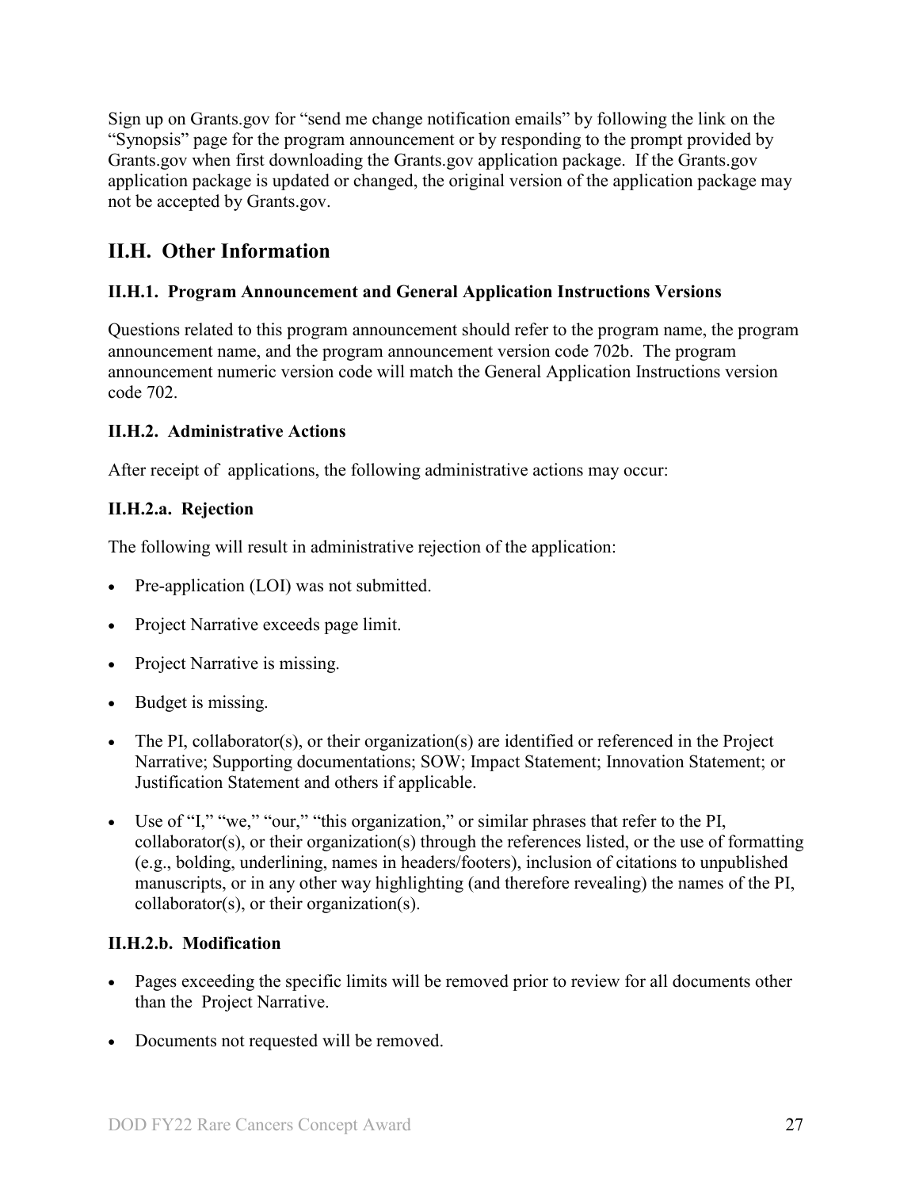Sign up on Grants.gov for "send me change notification emails" by following the link on the "Synopsis" page for the program announcement or by responding to the prompt provided by Grants.gov when first downloading the Grants.gov application package. If the Grants.gov application package is updated or changed, the original version of the application package may not be accepted by Grants.gov.

## II.H. Other Information

### II.H.1. Program Announcement and General Application Instructions Versions

Questions related to this program announcement should refer to the program name, the program announcement name, and the program announcement version code 702b. The program announcement numeric version code will match the General Application Instructions version code 702.

### II.H.2. Administrative Actions

After receipt of applications, the following administrative actions may occur:

#### II.H.2.a. Rejection

The following will result in administrative rejection of the application:

- Pre-application (LOI) was not submitted.
- Project Narrative exceeds page limit.
- Project Narrative is missing.
- Budget is missing.
- The PI, collaborator(s), or their organization(s) are identified or referenced in the Project Narrative; Supporting documentations; SOW; Impact Statement; Innovation Statement; or Justification Statement and others if applicable.
- Use of "I," "we," "our," "this organization," or similar phrases that refer to the PI, collaborator(s), or their organization(s) through the references listed, or the use of formatting (e.g., bolding, underlining, names in headers/footers), inclusion of citations to unpublished manuscripts, or in any other way highlighting (and therefore revealing) the names of the PI, collaborator(s), or their organization(s).

#### II.H.2.b. Modification

- Pages exceeding the specific limits will be removed prior to review for all documents other than the Project Narrative.
- Documents not requested will be removed.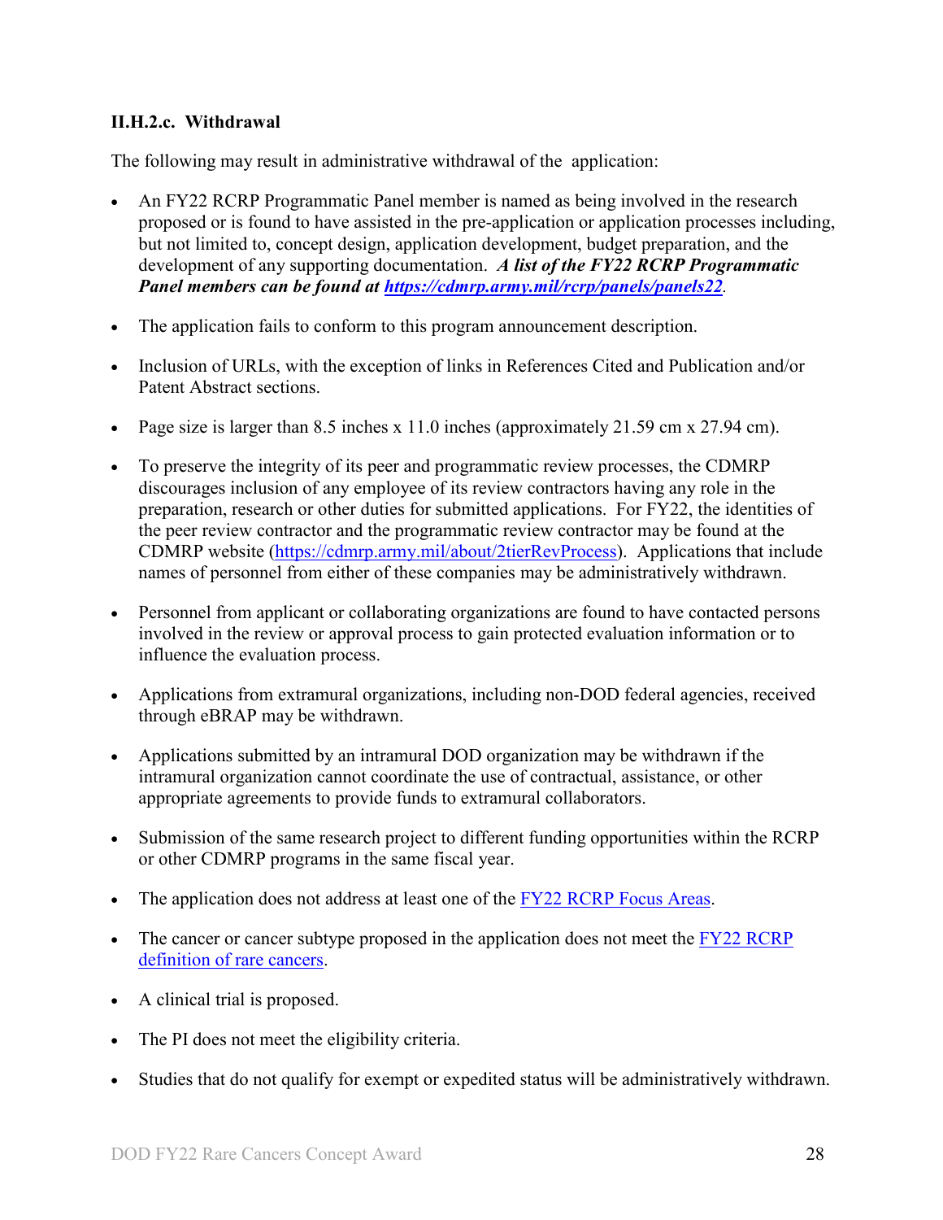### II.H.2.c. Withdrawal

The following may result in administrative withdrawal of the application:

- An FY22 RCRP Programmatic Panel member is named as being involved in the research proposed or is found to have assisted in the pre-application or application processes including, but not limited to, concept design, application development, budget preparation, and the development of any supporting documentation. ***A list of the FY22 RCRP Programmatic Panel members can be found at [https://cdmrp.army.mil/rcrp/panels/panels22](https://cdmrp.army.mil/rcrp/panels/panels22).***

- The application fails to conform to this program announcement description.

- Inclusion of URLs, with the exception of links in References Cited and Publication and/or Patent Abstract sections.

- Page size is larger than 8.5 inches x 11.0 inches (approximately 21.59 cm x 27.94 cm).

- To preserve the integrity of its peer and programmatic review processes, the CDMRP discourages inclusion of any employee of its review contractors having any role in the preparation, research or other duties for submitted applications. For FY22, the identities of the peer review contractor and the programmatic review contractor may be found at the CDMRP website ([https://cdmrp.army.mil/about/2tierRevProcess](https://cdmrp.army.mil/about/2tierRevProcess)). Applications that include names of personnel from either of these companies may be administratively withdrawn.

- Personnel from applicant or collaborating organizations are found to have contacted persons involved in the review or approval process to gain protected evaluation information or to influence the evaluation process.

- Applications from extramural organizations, including non-DOD federal agencies, received through eBRAP may be withdrawn.

- Applications submitted by an intramural DOD organization may be withdrawn if the intramural organization cannot coordinate the use of contractual, assistance, or other appropriate agreements to provide funds to extramural collaborators.

- Submission of the same research project to different funding opportunities within the RCRP or other CDMRP programs in the same fiscal year.

- The application does not address at least one of the FY22 RCRP Focus Areas.

- The cancer or cancer subtype proposed in the application does not meet the FY22 RCRP definition of rare cancers.

- A clinical trial is proposed.

- The PI does not meet the eligibility criteria.

- Studies that do not qualify for exempt or expedited status will be administratively withdrawn.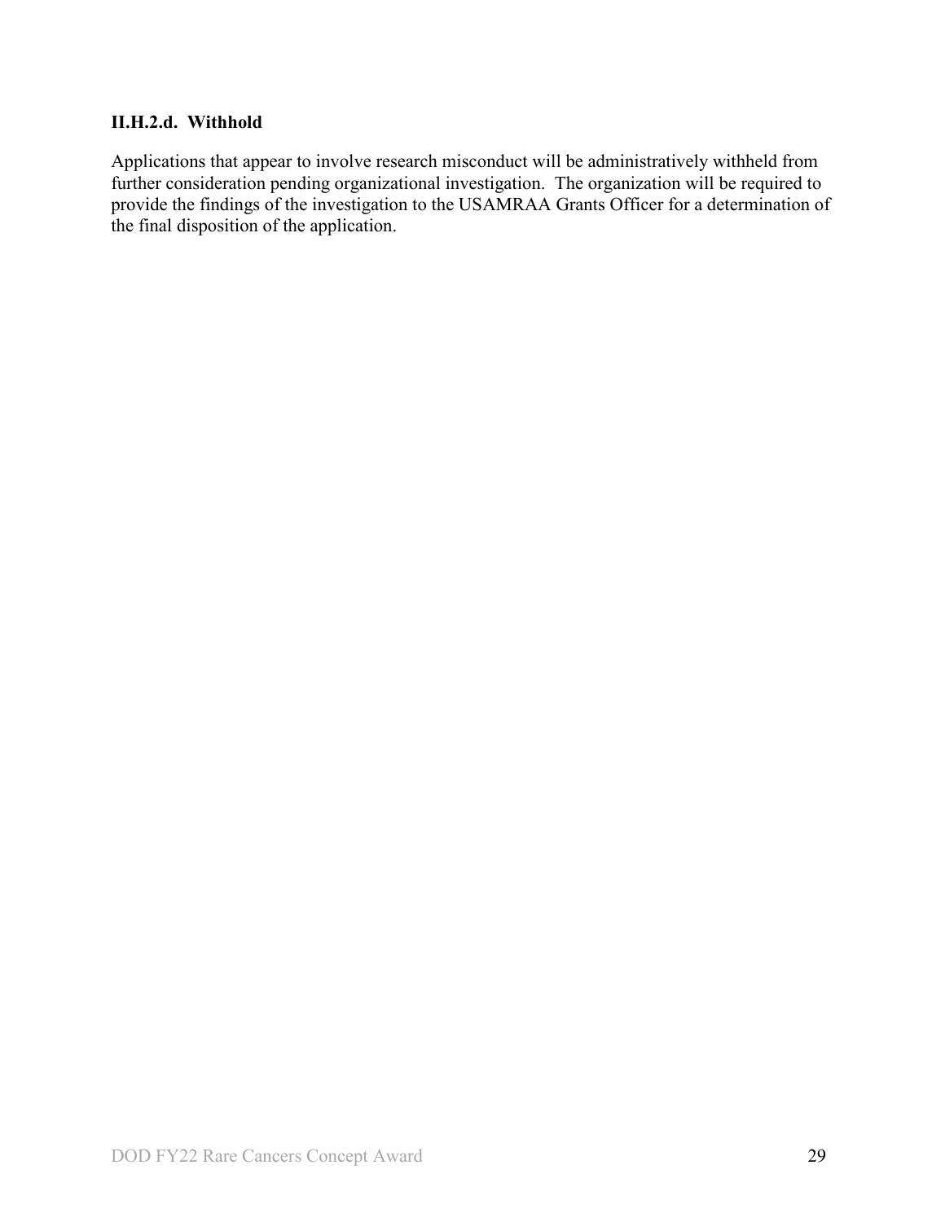#### II.H.2.d. Withhold

Applications that appear to involve research misconduct will be administratively withheld from further consideration pending organizational investigation. The organization will be required to provide the findings of the investigation to the USAMRAA Grants Officer for a determination of the final disposition of the application.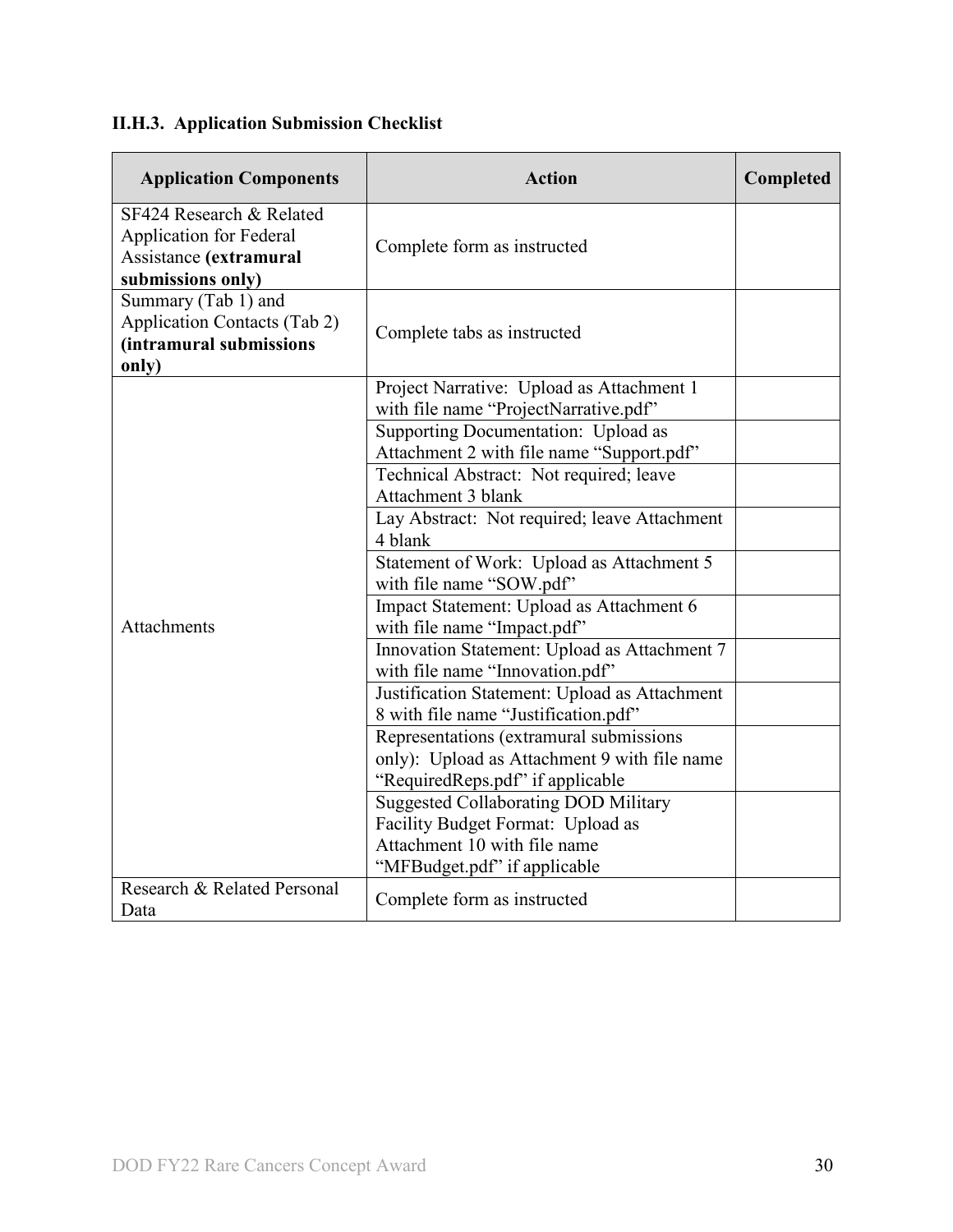### II.H.3. Application Submission Checklist

| Application Components | Action | Completed |
|---|---|---|
| SF424 Research & Related Application for Federal Assistance **(extramural submissions only)** | Complete form as instructed | |
| Summary (Tab 1) and Application Contacts (Tab 2) **(intramural submissions only)** | Complete tabs as instructed | |
| Attachments | Project Narrative: Upload as Attachment 1 with file name "ProjectNarrative.pdf" | |
| | Supporting Documentation: Upload as Attachment 2 with file name "Support.pdf" | |
| | Technical Abstract: Not required; leave Attachment 3 blank | |
| | Lay Abstract: Not required; leave Attachment 4 blank | |
| | Statement of Work: Upload as Attachment 5 with file name "SOW.pdf" | |
| | Impact Statement: Upload as Attachment 6 with file name "Impact.pdf" | |
| | Innovation Statement: Upload as Attachment 7 with file name "Innovation.pdf" | |
| | Justification Statement: Upload as Attachment 8 with file name "Justification.pdf" | |
| | Representations (extramural submissions only): Upload as Attachment 9 with file name "RequiredReps.pdf" if applicable | |
| | Suggested Collaborating DOD Military Facility Budget Format: Upload as Attachment 10 with file name "MFBudget.pdf" if applicable | |
| Research & Related Personal Data | Complete form as instructed | |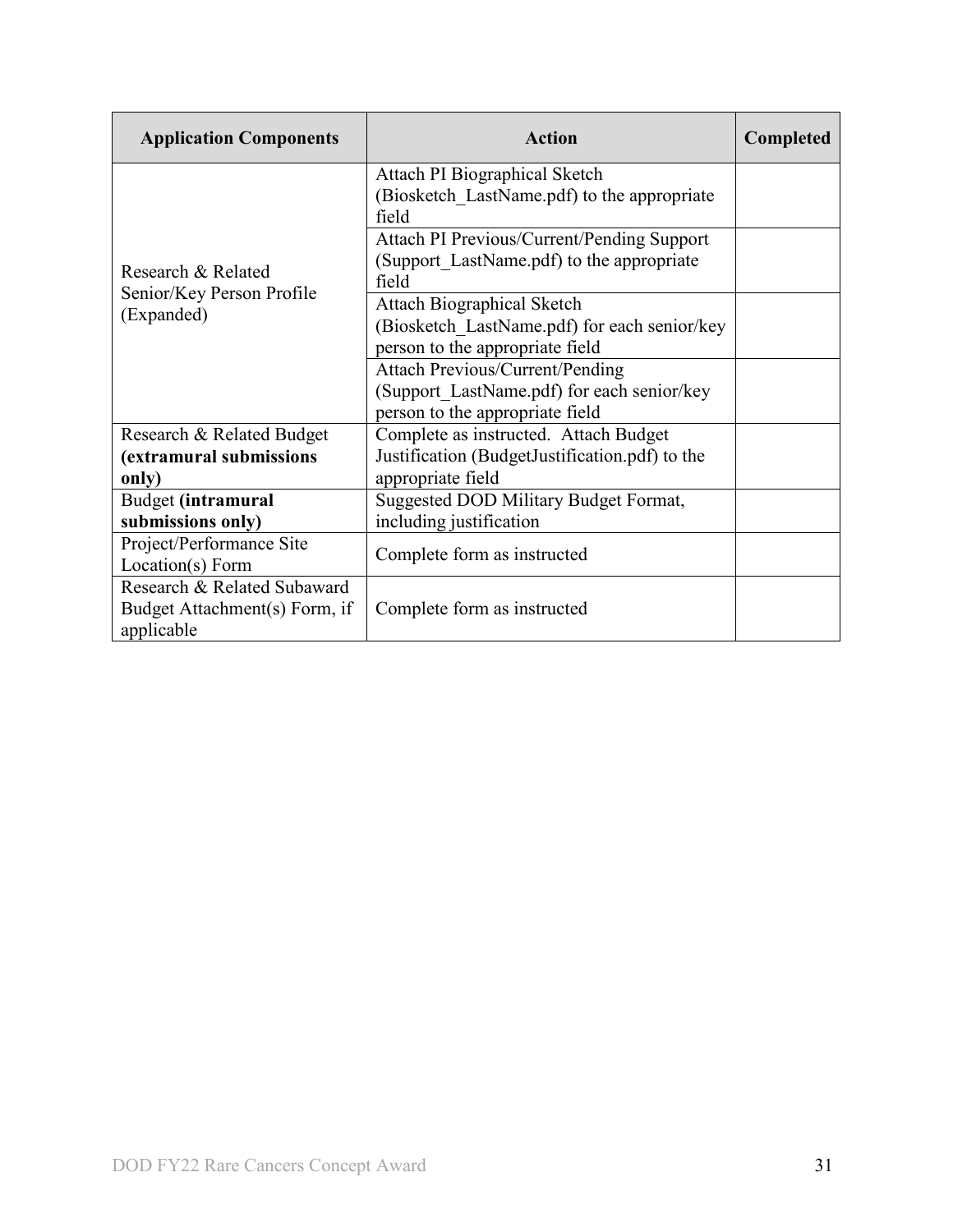| Application Components | Action | Completed |
|---|---|---|
| Research & Related Senior/Key Person Profile (Expanded) | Attach PI Biographical Sketch (Biosketch_LastName.pdf) to the appropriate field | |
| | Attach PI Previous/Current/Pending Support (Support_LastName.pdf) to the appropriate field | |
| | Attach Biographical Sketch (Biosketch_LastName.pdf) for each senior/key person to the appropriate field | |
| | Attach Previous/Current/Pending (Support_LastName.pdf) for each senior/key person to the appropriate field | |
| Research & Related Budget **(extramural submissions only)** | Complete as instructed. Attach Budget Justification (BudgetJustification.pdf) to the appropriate field | |
| Budget **(intramural submissions only)** | Suggested DOD Military Budget Format, including justification | |
| Project/Performance Site Location(s) Form | Complete form as instructed | |
| Research & Related Subaward Budget Attachment(s) Form, if applicable | Complete form as instructed | |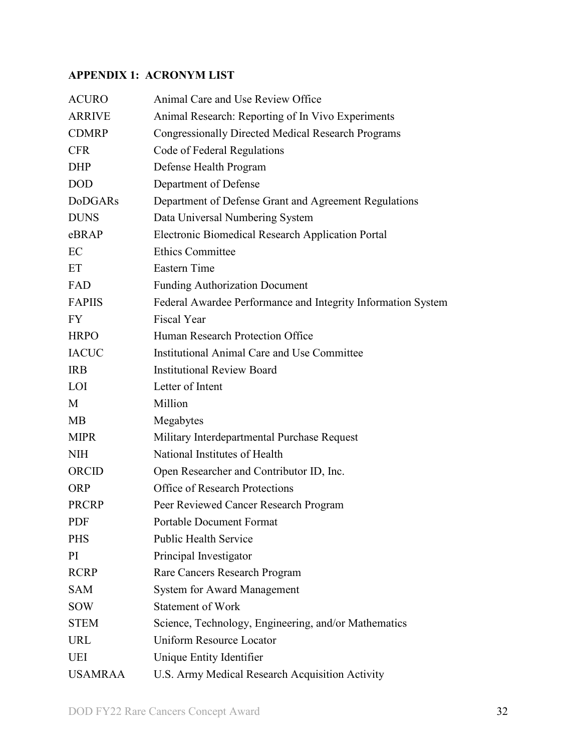## APPENDIX 1: ACRONYM LIST

| | |
|---|---|
| ACURO | Animal Care and Use Review Office |
| ARRIVE | Animal Research: Reporting of In Vivo Experiments |
| CDMRP | Congressionally Directed Medical Research Programs |
| CFR | Code of Federal Regulations |
| DHP | Defense Health Program |
| DOD | Department of Defense |
| DoDGARs | Department of Defense Grant and Agreement Regulations |
| DUNS | Data Universal Numbering System |
| eBRAP | Electronic Biomedical Research Application Portal |
| EC | Ethics Committee |
| ET | Eastern Time |
| FAD | Funding Authorization Document |
| FAPIIS | Federal Awardee Performance and Integrity Information System |
| FY | Fiscal Year |
| HRPO | Human Research Protection Office |
| IACUC | Institutional Animal Care and Use Committee |
| IRB | Institutional Review Board |
| LOI | Letter of Intent |
| M | Million |
| MB | Megabytes |
| MIPR | Military Interdepartmental Purchase Request |
| NIH | National Institutes of Health |
| ORCID | Open Researcher and Contributor ID, Inc. |
| ORP | Office of Research Protections |
| PRCRP | Peer Reviewed Cancer Research Program |
| PDF | Portable Document Format |
| PHS | Public Health Service |
| PI | Principal Investigator |
| RCRP | Rare Cancers Research Program |
| SAM | System for Award Management |
| SOW | Statement of Work |
| STEM | Science, Technology, Engineering, and/or Mathematics |
| URL | Uniform Resource Locator |
| UEI | Unique Entity Identifier |
| USAMRAA | U.S. Army Medical Research Acquisition Activity |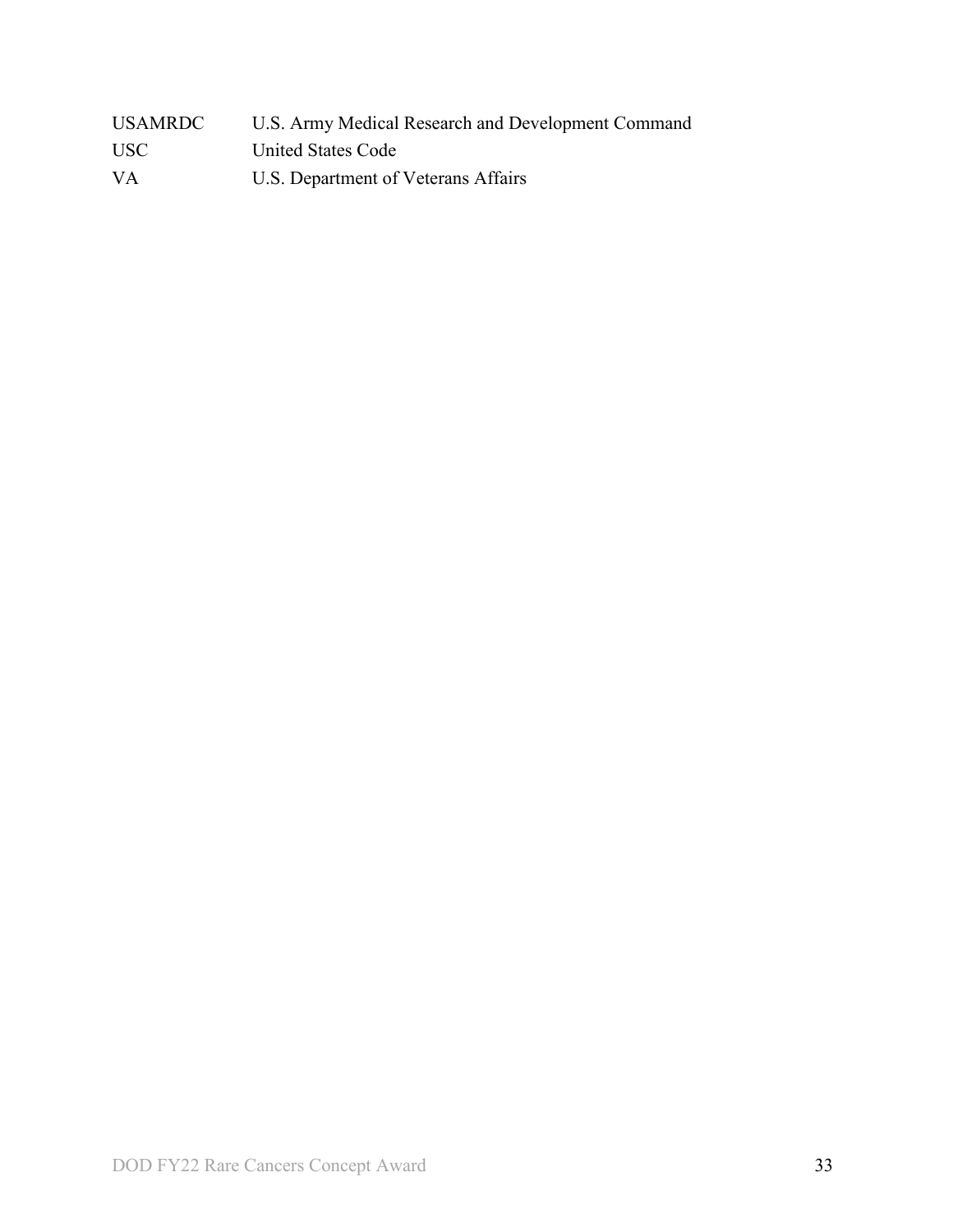| | |
|---|---|
| USAMRDC | U.S. Army Medical Research and Development Command |
| USC | United States Code |
| VA | U.S. Department of Veterans Affairs |